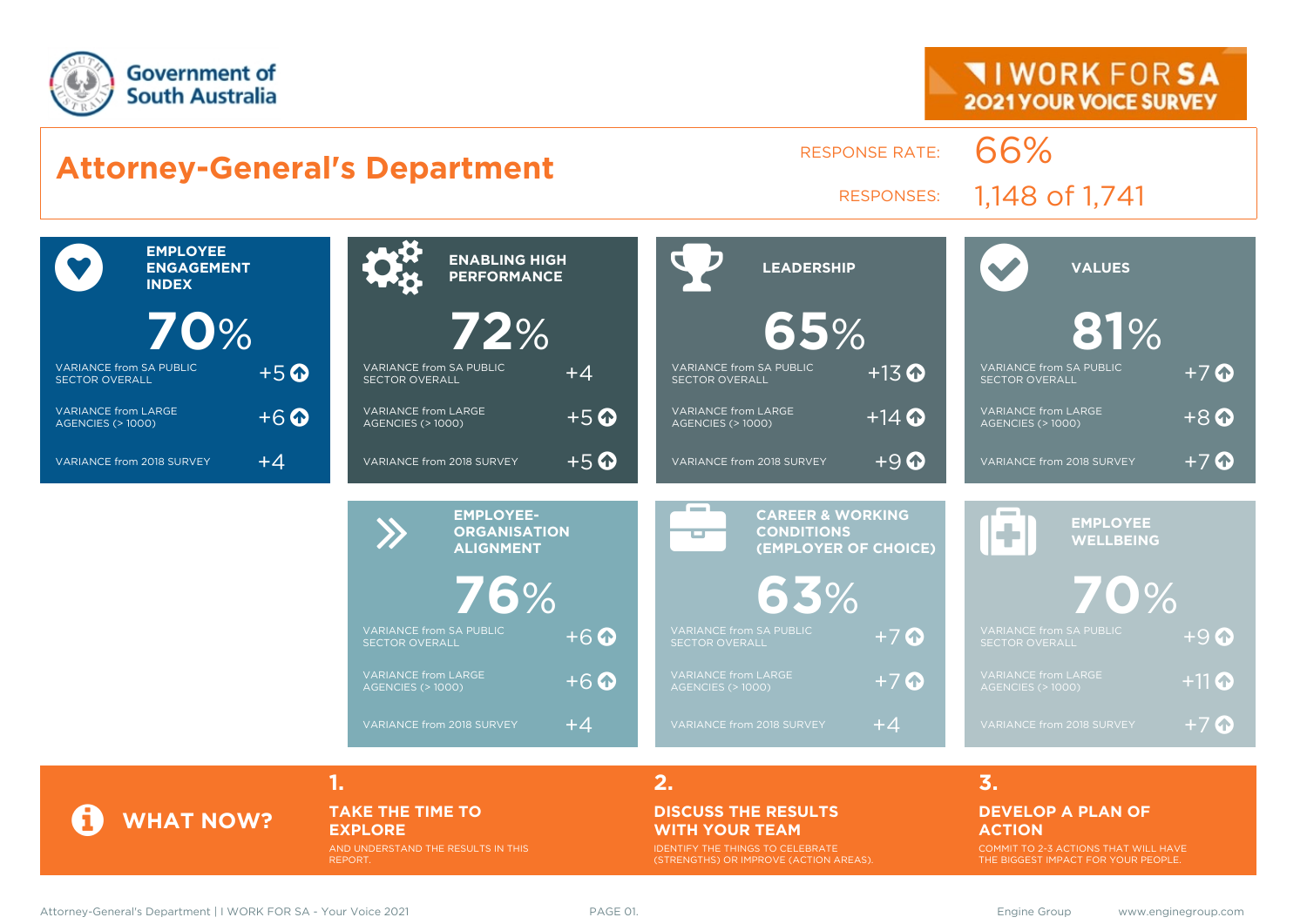Government of South Australia

I WORK FOR SA
2021 YOUR VOICE SURVEY

# Attorney-General's Department

RESPONSE RATE: 66%

RESPONSES: 1,148 of 1,741

## EMPLOYEE ENGAGEMENT INDEX

**70%**

| | |
|---|---|
| VARIANCE from SA PUBLIC SECTOR OVERALL | +5 |
| VARIANCE from LARGE AGENCIES (> 1000) | +6 |
| VARIANCE from 2018 SURVEY | +4 |

## ENABLING HIGH PERFORMANCE

**72%**

| | |
|---|---|
| VARIANCE from SA PUBLIC SECTOR OVERALL | +4 |
| VARIANCE from LARGE AGENCIES (> 1000) | +5 |
| VARIANCE from 2018 SURVEY | +5 |

## LEADERSHIP

**65%**

| | |
|---|---|
| VARIANCE from SA PUBLIC SECTOR OVERALL | +13 |
| VARIANCE from LARGE AGENCIES (> 1000) | +14 |
| VARIANCE from 2018 SURVEY | +9 |

## VALUES

**81%**

| | |
|---|---|
| VARIANCE from SA PUBLIC SECTOR OVERALL | +7 |
| VARIANCE from LARGE AGENCIES (> 1000) | +8 |
| VARIANCE from 2018 SURVEY | +7 |

## EMPLOYEE-ORGANISATION ALIGNMENT

**76%**

| | |
|---|---|
| VARIANCE from SA PUBLIC SECTOR OVERALL | +6 |
| VARIANCE from LARGE AGENCIES (> 1000) | +6 |
| VARIANCE from 2018 SURVEY | +4 |

## CAREER & WORKING CONDITIONS (EMPLOYER OF CHOICE)

**63%**

| | |
|---|---|
| VARIANCE from SA PUBLIC SECTOR OVERALL | +7 |
| VARIANCE from LARGE AGENCIES (> 1000) | +7 |
| VARIANCE from 2018 SURVEY | +4 |

## EMPLOYEE WELLBEING

**70%**

| | |
|---|---|
| VARIANCE from SA PUBLIC SECTOR OVERALL | +9 |
| VARIANCE from LARGE AGENCIES (> 1000) | +11 |
| VARIANCE from 2018 SURVEY | +7 |

## WHAT NOW?

**1. TAKE THE TIME TO EXPLORE**

AND UNDERSTAND THE RESULTS IN THIS REPORT.

**2. DISCUSS THE RESULTS WITH YOUR TEAM**

IDENTIFY THE THINGS TO CELEBRATE (STRENGTHS) OR IMPROVE (ACTION AREAS).

**3. DEVELOP A PLAN OF ACTION**

COMMIT TO 2-3 ACTIONS THAT WILL HAVE THE BIGGEST IMPACT FOR YOUR PEOPLE.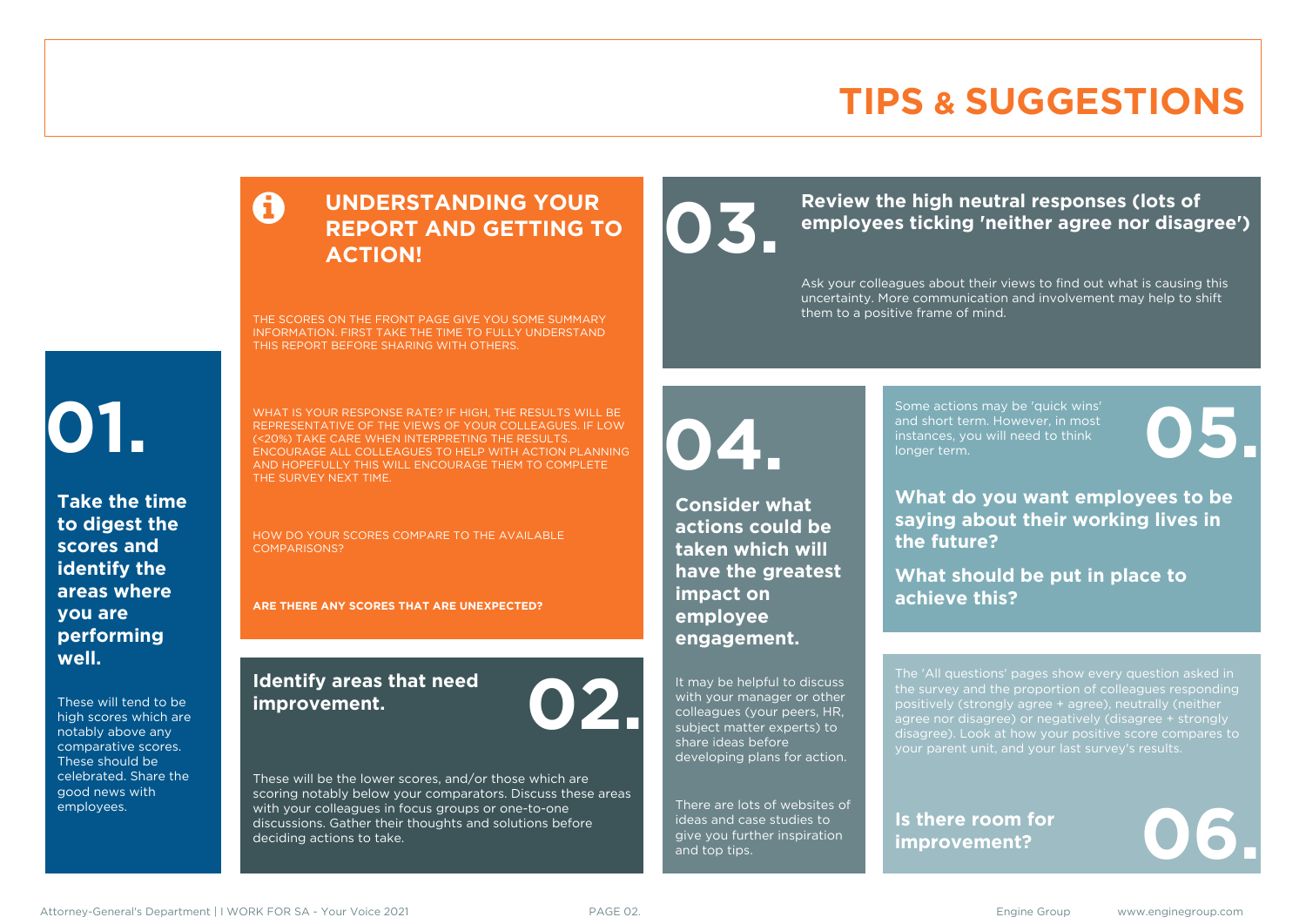# TIPS & SUGGESTIONS

## UNDERSTANDING YOUR REPORT AND GETTING TO ACTION!

THE SCORES ON THE FRONT PAGE GIVE YOU SOME SUMMARY INFORMATION. FIRST TAKE THE TIME TO FULLY UNDERSTAND THIS REPORT BEFORE SHARING WITH OTHERS.

WHAT IS YOUR RESPONSE RATE? IF HIGH, THE RESULTS WILL BE REPRESENTATIVE OF THE VIEWS OF YOUR COLLEAGUES. IF LOW (<20%) TAKE CARE WHEN INTERPRETING THE RESULTS. ENCOURAGE ALL COLLEAGUES TO HELP WITH ACTION PLANNING AND HOPEFULLY THIS WILL ENCOURAGE THEM TO COMPLETE THE SURVEY NEXT TIME.

HOW DO YOUR SCORES COMPARE TO THE AVAILABLE COMPARISONS?

**ARE THERE ANY SCORES THAT ARE UNEXPECTED?**

## 01.

**Take the time to digest the scores and identify the areas where you are performing well.**

These will tend to be high scores which are notably above any comparative scores. These should be celebrated. Share the good news with employees.

## 02.

**Identify areas that need improvement.**

These will be the lower scores, and/or those which are scoring notably below your comparators. Discuss these areas with your colleagues in focus groups or one-to-one discussions. Gather their thoughts and solutions before deciding actions to take.

## 03.

**Review the high neutral responses (lots of employees ticking 'neither agree nor disagree')**

Ask your colleagues about their views to find out what is causing this uncertainty. More communication and involvement may help to shift them to a positive frame of mind.

## 04.

**Consider what actions could be taken which will have the greatest impact on employee engagement.**

It may be helpful to discuss with your manager or other colleagues (your peers, HR, subject matter experts) to share ideas before developing plans for action.

There are lots of websites of ideas and case studies to give you further inspiration and top tips.

## 05.

Some actions may be 'quick wins' and short term. However, in most instances, you will need to think longer term.

**What do you want employees to be saying about their working lives in the future?**

**What should be put in place to achieve this?**

## 06.

The 'All questions' pages show every question asked in the survey and the proportion of colleagues responding positively (strongly agree + agree), neutrally (neither agree nor disagree) or negatively (disagree + strongly disagree). Look at how your positive score compares to your parent unit, and your last survey's results.

**Is there room for improvement?**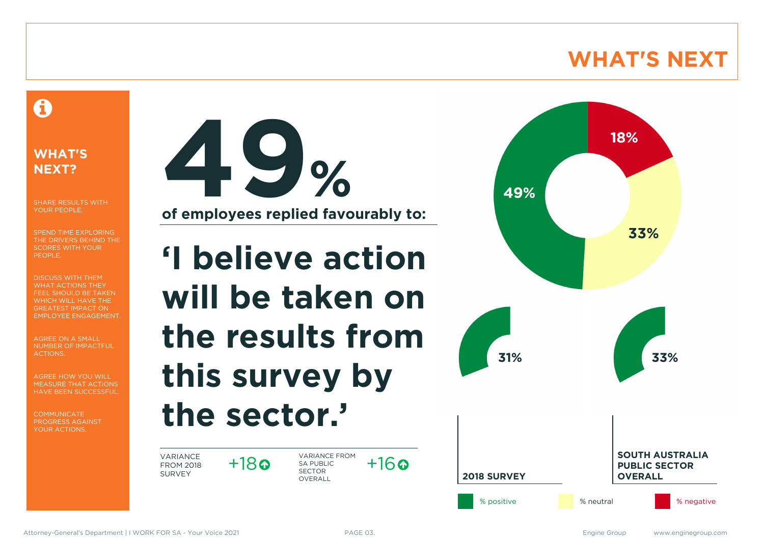# WHAT'S NEXT

## WHAT'S NEXT?

SHARE RESULTS WITH YOUR PEOPLE.

SPEND TIME EXPLORING THE DRIVERS BEHIND THE SCORES WITH YOUR PEOPLE.

DISCUSS WITH THEM WHAT ACTIONS THEY FEEL SHOULD BE TAKEN WHICH WILL HAVE THE GREATEST IMPACT ON EMPLOYEE ENGAGEMENT.

AGREE ON A SMALL NUMBER OF IMPACTFUL ACTIONS.

AGREE HOW YOU WILL MEASURE THAT ACTIONS HAVE BEEN SUCCESSFUL.

COMMUNICATE PROGRESS AGAINST YOUR ACTIONS.

**49%**

**of employees replied favourably to:**

**'I believe action will be taken on the results from this survey by the sector.'**

| VARIANCE FROM 2018 SURVEY | +18 ↑ | VARIANCE FROM SA PUBLIC SECTOR OVERALL | +16 ↑ |
|---|---|---|---|

| | % positive | % neutral | % negative |
|---|---|---|---|
| Current | 49% | 33% | 18% |
| 2018 SURVEY | 31% | | |
| SOUTH AUSTRALIA PUBLIC SECTOR OVERALL | 33% | | |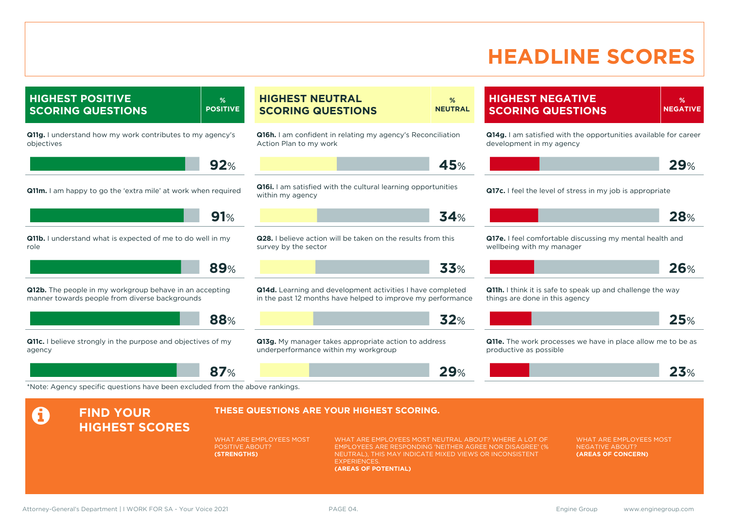# HEADLINE SCORES

## HIGHEST POSITIVE SCORING QUESTIONS

| Question | % POSITIVE |
|---|---|
| **Q11g.** I understand how my work contributes to my agency's objectives | 92% |
| **Q11m.** I am happy to go the 'extra mile' at work when required | 91% |
| **Q11b.** I understand what is expected of me to do well in my role | 89% |
| **Q12b.** The people in my workgroup behave in an accepting manner towards people from diverse backgrounds | 88% |
| **Q11c.** I believe strongly in the purpose and objectives of my agency | 87% |

## HIGHEST NEUTRAL SCORING QUESTIONS

| Question | % NEUTRAL |
|---|---|
| **Q16h.** I am confident in relating my agency's Reconciliation Action Plan to my work | 45% |
| **Q16i.** I am satisfied with the cultural learning opportunities within my agency | 34% |
| **Q28.** I believe action will be taken on the results from this survey by the sector | 33% |
| **Q14d.** Learning and development activities I have completed in the past 12 months have helped to improve my performance | 32% |
| **Q13g.** My manager takes appropriate action to address underperformance within my workgroup | 29% |

## HIGHEST NEGATIVE SCORING QUESTIONS

| Question | % NEGATIVE |
|---|---|
| **Q14g.** I am satisfied with the opportunities available for career development in my agency | 29% |
| **Q17c.** I feel the level of stress in my job is appropriate | 28% |
| **Q17e.** I feel comfortable discussing my mental health and wellbeing with my manager | 26% |
| **Q11h.** I think it is safe to speak up and challenge the way things are done in this agency | 25% |
| **Q11e.** The work processes we have in place allow me to be as productive as possible | 23% |

*Note: Agency specific questions have been excluded from the above rankings.

## FIND YOUR HIGHEST SCORES

**THESE QUESTIONS ARE YOUR HIGHEST SCORING.**

WHAT ARE EMPLOYEES MOST POSITIVE ABOUT?
**(STRENGTHS)**

WHAT ARE EMPLOYEES MOST NEUTRAL ABOUT? WHERE A LOT OF EMPLOYEES ARE RESPONDING 'NEITHER AGREE NOR DISAGREE' (% NEUTRAL), THIS MAY INDICATE MIXED VIEWS OR INCONSISTENT EXPERIENCES.
**(AREAS OF POTENTIAL)**

WHAT ARE EMPLOYEES MOST NEGATIVE ABOUT?
**(AREAS OF CONCERN)**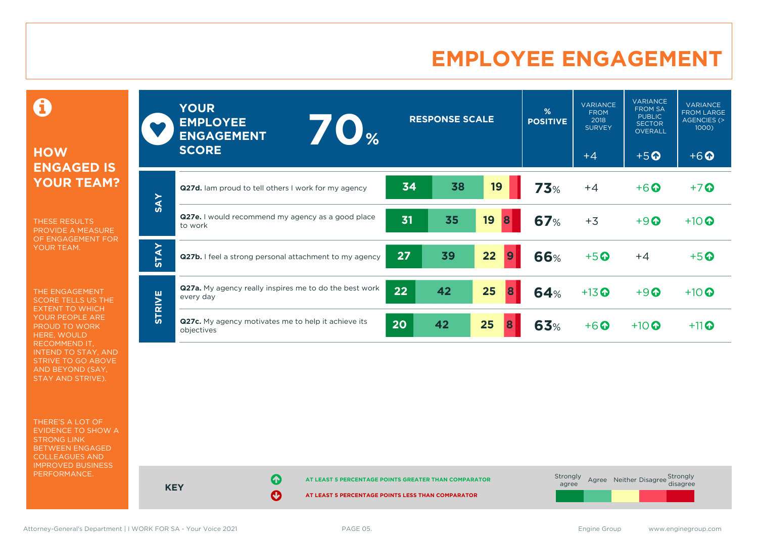# EMPLOYEE ENGAGEMENT

## HOW ENGAGED IS YOUR TEAM?

THESE RESULTS PROVIDE A MEASURE OF ENGAGEMENT FOR YOUR TEAM.

THE ENGAGEMENT SCORE TELLS US THE EXTENT TO WHICH YOUR PEOPLE ARE PROUD TO WORK HERE, WOULD RECOMMEND IT, INTEND TO STAY, AND STRIVE TO GO ABOVE AND BEYOND (SAY, STAY AND STRIVE).

THERE'S A LOT OF EVIDENCE TO SHOW A STRONG LINK BETWEEN ENGAGED COLLEAGUES AND IMPROVED BUSINESS PERFORMANCE.

**YOUR EMPLOYEE ENGAGEMENT SCORE: 70%**

| | Question | Strongly agree | Agree | Neither | Disagree | Strongly disagree | % POSITIVE | VARIANCE FROM 2018 SURVEY (+4) | VARIANCE FROM SA PUBLIC SECTOR OVERALL (+5 ↑) | VARIANCE FROM LARGE AGENCIES (> 1000) (+6 ↑) |
|---|---|---|---|---|---|---|---|---|---|---|
| SAY | **Q27d.** Iam proud to tell others I work for my agency | 34 | 38 | 19 | | | 73% | +4 | +6 ↑ | +7 ↑ |
| SAY | **Q27e.** I would recommend my agency as a good place to work | 31 | 35 | 19 | 8 | | 67% | +3 | +9 ↑ | +10 ↑ |
| STAY | **Q27b.** I feel a strong personal attachment to my agency | 27 | 39 | 22 | 9 | | 66% | +5 ↑ | +4 | +5 ↑ |
| STRIVE | **Q27a.** My agency really inspires me to do the best work every day | 22 | 42 | 25 | 8 | | 64% | +13 ↑ | +9 ↑ | +10 ↑ |
| STRIVE | **Q27c.** My agency motivates me to help it achieve its objectives | 20 | 42 | 25 | 8 | | 63% | +6 ↑ | +10 ↑ | +11 ↑ |

**KEY**

↑ AT LEAST 5 PERCENTAGE POINTS GREATER THAN COMPARATOR

↓ AT LEAST 5 PERCENTAGE POINTS LESS THAN COMPARATOR

Response scale: Strongly agree, Agree, Neither, Disagree, Strongly disagree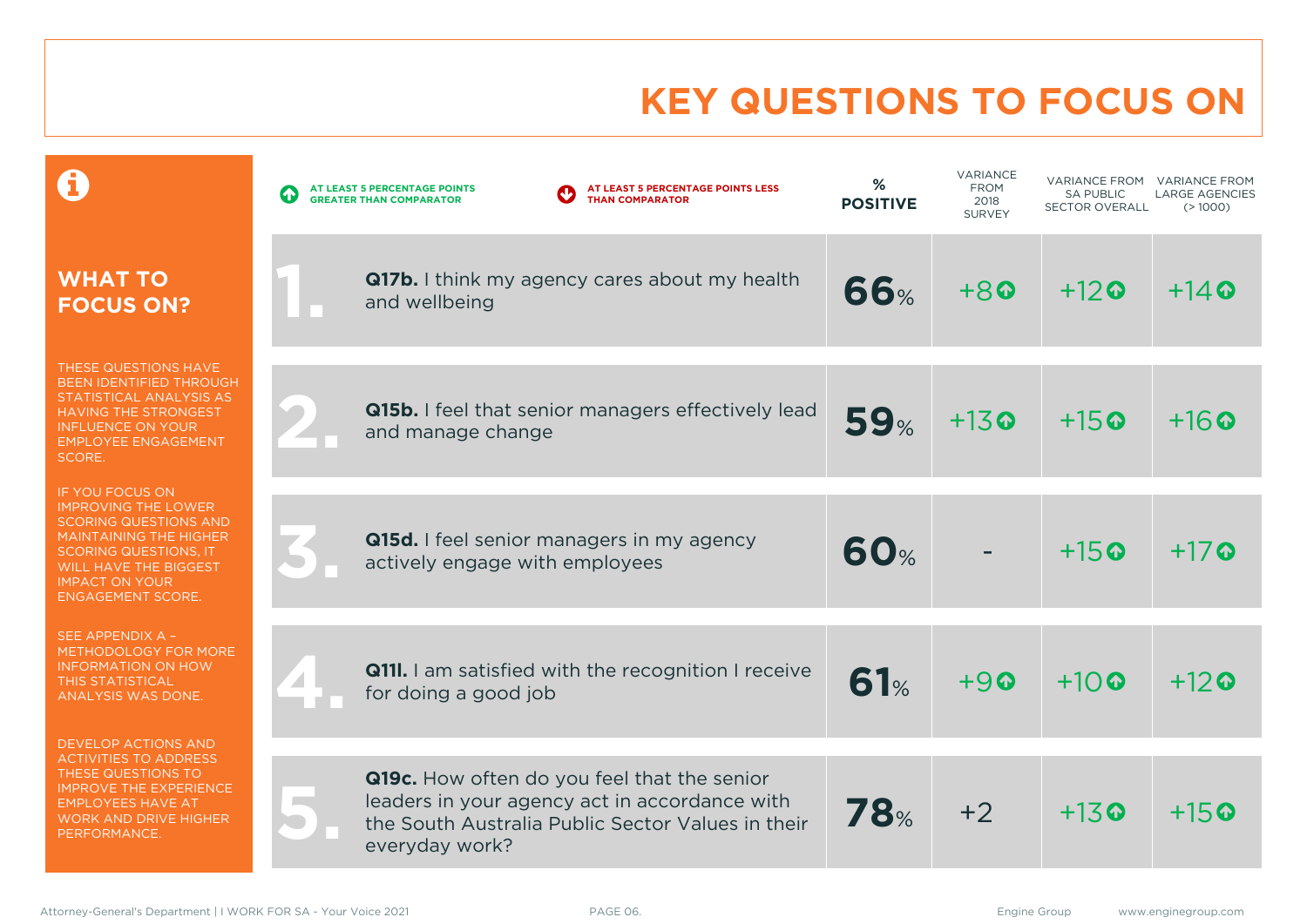# KEY QUESTIONS TO FOCUS ON

## WHAT TO FOCUS ON?

THESE QUESTIONS HAVE BEEN IDENTIFIED THROUGH STATISTICAL ANALYSIS AS HAVING THE STRONGEST INFLUENCE ON YOUR EMPLOYEE ENGAGEMENT SCORE.

IF YOU FOCUS ON IMPROVING THE LOWER SCORING QUESTIONS AND MAINTAINING THE HIGHER SCORING QUESTIONS, IT WILL HAVE THE BIGGEST IMPACT ON YOUR ENGAGEMENT SCORE.

SEE APPENDIX A – METHODOLOGY FOR MORE INFORMATION ON HOW THIS STATISTICAL ANALYSIS WAS DONE.

DEVELOP ACTIONS AND ACTIVITIES TO ADDRESS THESE QUESTIONS TO IMPROVE THE EXPERIENCE EMPLOYEES HAVE AT WORK AND DRIVE HIGHER PERFORMANCE.

↑ AT LEAST 5 PERCENTAGE POINTS GREATER THAN COMPARATOR

↓ AT LEAST 5 PERCENTAGE POINTS LESS THAN COMPARATOR

| | Question | % POSITIVE | VARIANCE FROM 2018 SURVEY | VARIANCE FROM SA PUBLIC SECTOR OVERALL | VARIANCE FROM LARGE AGENCIES (> 1000) |
|---|---|---|---|---|---|
| 1. | **Q17b.** I think my agency cares about my health and wellbeing | 66% | +8 ↑ | +12 ↑ | +14 ↑ |
| 2. | **Q15b.** I feel that senior managers effectively lead and manage change | 59% | +13 ↑ | +15 ↑ | +16 ↑ |
| 3. | **Q15d.** I feel senior managers in my agency actively engage with employees | 60% | - | +15 ↑ | +17 ↑ |
| 4. | **Q11l.** I am satisfied with the recognition I receive for doing a good job | 61% | +9 ↑ | +10 ↑ | +12 ↑ |
| 5. | **Q19c.** How often do you feel that the senior leaders in your agency act in accordance with the South Australia Public Sector Values in their everyday work? | 78% | +2 | +13 ↑ | +15 ↑ |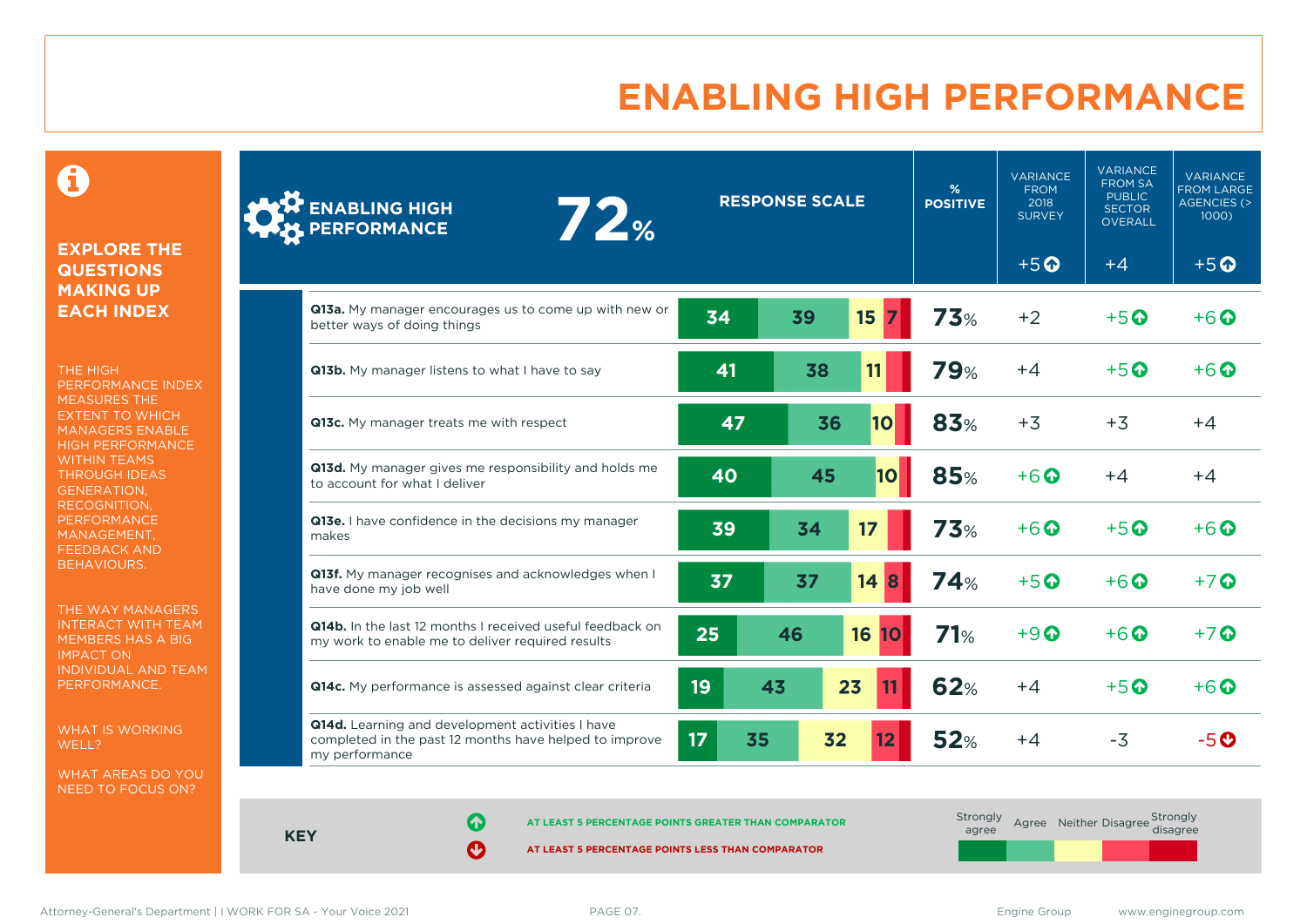# ENABLING HIGH PERFORMANCE

**EXPLORE THE QUESTIONS MAKING UP EACH INDEX**

THE HIGH PERFORMANCE INDEX MEASURES THE EXTENT TO WHICH MANAGERS ENABLE HIGH PERFORMANCE WITHIN TEAMS THROUGH IDEAS GENERATION, RECOGNITION, PERFORMANCE MANAGEMENT, FEEDBACK AND BEHAVIOURS.

THE WAY MANAGERS INTERACT WITH TEAM MEMBERS HAS A BIG IMPACT ON INDIVIDUAL AND TEAM PERFORMANCE.

WHAT IS WORKING WELL?

WHAT AREAS DO YOU NEED TO FOCUS ON?

**ENABLING HIGH PERFORMANCE 72%**

| Question | Strongly agree | Agree | Neither | Disagree | Strongly disagree | % POSITIVE | VARIANCE FROM 2018 SURVEY (+5 ↑) | VARIANCE FROM SA PUBLIC SECTOR OVERALL (+4) | VARIANCE FROM LARGE AGENCIES (> 1000) (+5 ↑) |
|---|---|---|---|---|---|---|---|---|---|
| **Q13a.** My manager encourages us to come up with new or better ways of doing things | 34 | 39 | 15 | 7 | | 73% | +2 | +5 ↑ | +6 ↑ |
| **Q13b.** My manager listens to what I have to say | 41 | 38 | 11 | | | 79% | +4 | +5 ↑ | +6 ↑ |
| **Q13c.** My manager treats me with respect | 47 | 36 | 10 | | | 83% | +3 | +3 | +4 |
| **Q13d.** My manager gives me responsibility and holds me to account for what I deliver | 40 | 45 | 10 | | | 85% | +6 ↑ | +4 | +4 |
| **Q13e.** I have confidence in the decisions my manager makes | 39 | 34 | 17 | | | 73% | +6 ↑ | +5 ↑ | +6 ↑ |
| **Q13f.** My manager recognises and acknowledges when I have done my job well | 37 | 37 | 14 | 8 | | 74% | +5 ↑ | +6 ↑ | +7 ↑ |
| **Q14b.** In the last 12 months I received useful feedback on my work to enable me to deliver required results | 25 | 46 | 16 | 10 | | 71% | +9 ↑ | +6 ↑ | +7 ↑ |
| **Q14c.** My performance is assessed against clear criteria | 19 | 43 | 23 | 11 | | 62% | +4 | +5 ↑ | +6 ↑ |
| **Q14d.** Learning and development activities I have completed in the past 12 months have helped to improve my performance | 17 | 35 | 32 | 12 | | 52% | +4 | -3 | -5 ↓ |

**KEY**

↑ AT LEAST 5 PERCENTAGE POINTS GREATER THAN COMPARATOR

↓ AT LEAST 5 PERCENTAGE POINTS LESS THAN COMPARATOR

Response scale: Strongly agree, Agree, Neither, Disagree, Strongly disagree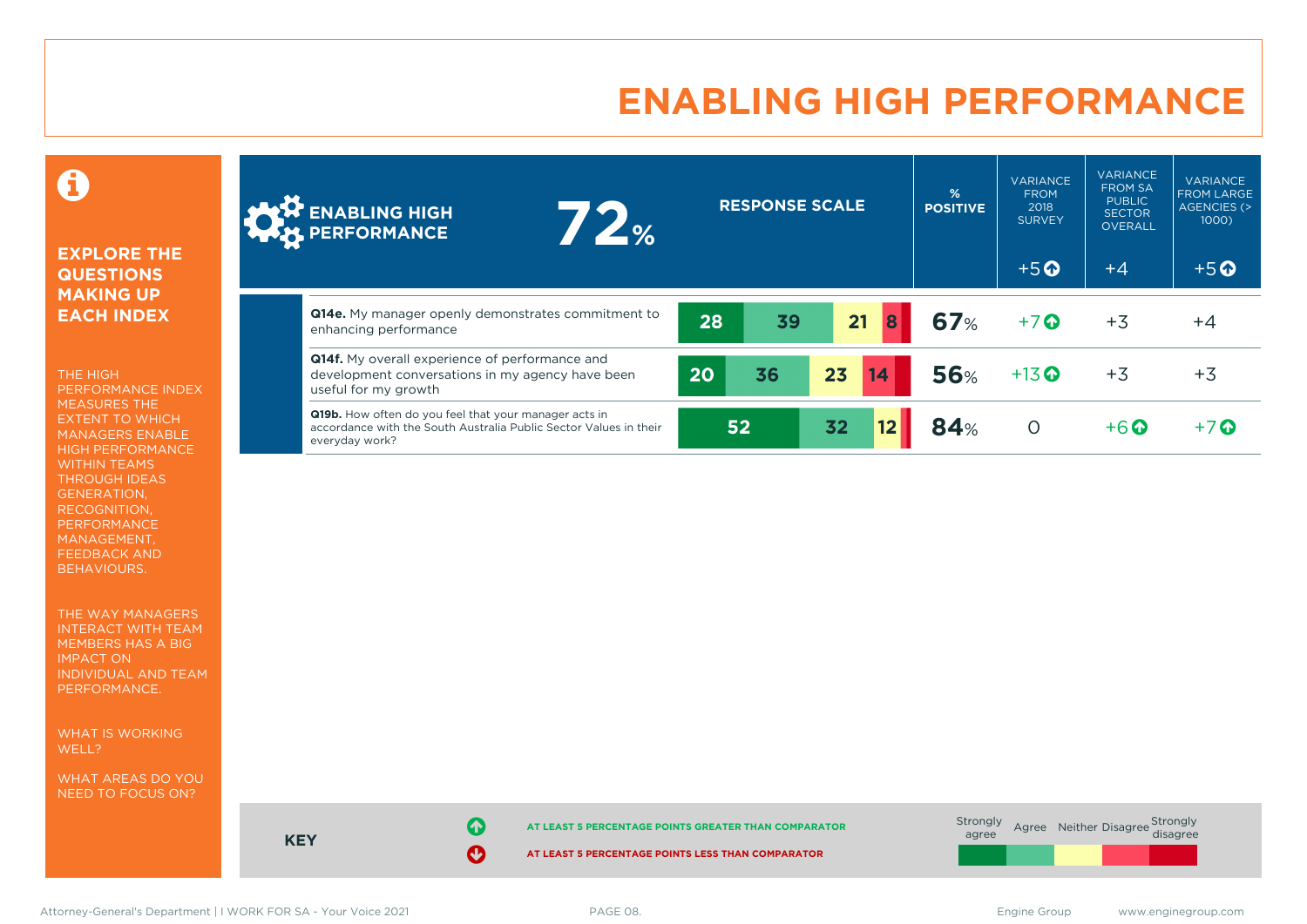# ENABLING HIGH PERFORMANCE

## EXPLORE THE QUESTIONS MAKING UP EACH INDEX

THE HIGH PERFORMANCE INDEX MEASURES THE EXTENT TO WHICH MANAGERS ENABLE HIGH PERFORMANCE WITHIN TEAMS THROUGH IDEAS GENERATION, RECOGNITION, PERFORMANCE MANAGEMENT, FEEDBACK AND BEHAVIOURS.

THE WAY MANAGERS INTERACT WITH TEAM MEMBERS HAS A BIG IMPACT ON INDIVIDUAL AND TEAM PERFORMANCE.

WHAT IS WORKING WELL?

WHAT AREAS DO YOU NEED TO FOCUS ON?

| ENABLING HIGH PERFORMANCE 72% | RESPONSE SCALE | % POSITIVE | VARIANCE FROM 2018 SURVEY | VARIANCE FROM SA PUBLIC SECTOR OVERALL | VARIANCE FROM LARGE AGENCIES (> 1000) |
|---|---|---|---|---|---|
| | | | +5 ↑ | +4 | +5 ↑ |
| **Q14e.** My manager openly demonstrates commitment to enhancing performance | 28 / 39 / 21 / 8 | 67% | +7 ↑ | +3 | +4 |
| **Q14f.** My overall experience of performance and development conversations in my agency have been useful for my growth | 20 / 36 / 23 / 14 | 56% | +13 ↑ | +3 | +3 |
| **Q19b.** How often do you feel that your manager acts in accordance with the South Australia Public Sector Values in their everyday work? | 52 / 32 / 12 | 84% | 0 | +6 ↑ | +7 ↑ |

**KEY**

↑ AT LEAST 5 PERCENTAGE POINTS GREATER THAN COMPARATOR

↓ AT LEAST 5 PERCENTAGE POINTS LESS THAN COMPARATOR

Response scale: Strongly agree | Agree | Neither | Disagree | Strongly disagree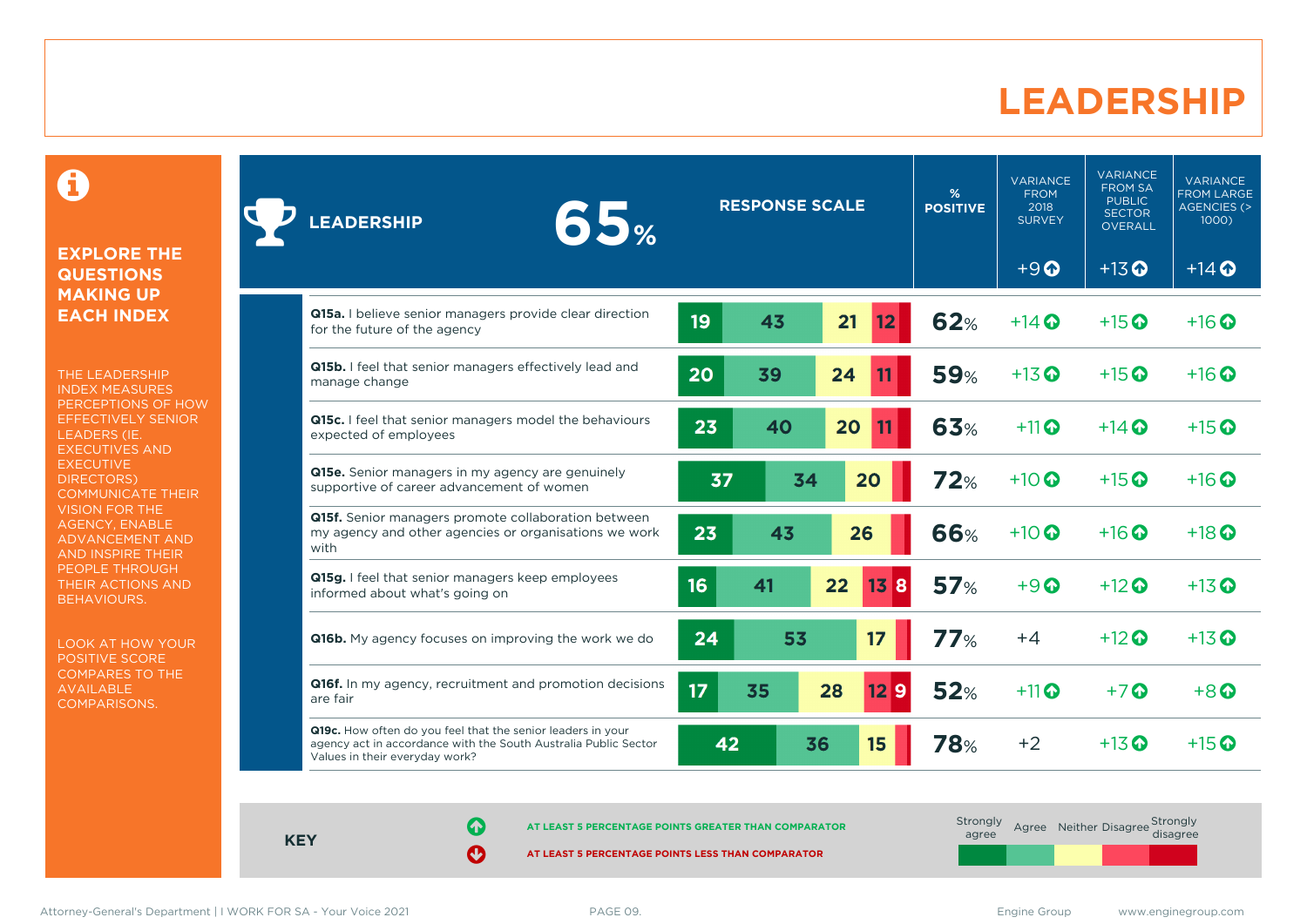# LEADERSHIP

**EXPLORE THE QUESTIONS MAKING UP EACH INDEX**

THE LEADERSHIP INDEX MEASURES PERCEPTIONS OF HOW EFFECTIVELY SENIOR LEADERS (IE. EXECUTIVES AND EXECUTIVE DIRECTORS) COMMUNICATE THEIR VISION FOR THE AGENCY, ENABLE ADVANCEMENT AND AND INSPIRE THEIR PEOPLE THROUGH THEIR ACTIONS AND BEHAVIOURS.

LOOK AT HOW YOUR POSITIVE SCORE COMPARES TO THE AVAILABLE COMPARISONS.

| LEADERSHIP 65% | Strongly agree | Agree | Neither | Disagree | Strongly disagree | % POSITIVE | VARIANCE FROM 2018 SURVEY | VARIANCE FROM SA PUBLIC SECTOR OVERALL | VARIANCE FROM LARGE AGENCIES (> 1000) |
|---|---|---|---|---|---|---|---|---|---|
| | | | | | | | +9 ↑ | +13 ↑ | +14 ↑ |
| **Q15a.** I believe senior managers provide clear direction for the future of the agency | 19 | 43 | 21 | 12 | | 62% | +14 ↑ | +15 ↑ | +16 ↑ |
| **Q15b.** I feel that senior managers effectively lead and manage change | 20 | 39 | 24 | 11 | | 59% | +13 ↑ | +15 ↑ | +16 ↑ |
| **Q15c.** I feel that senior managers model the behaviours expected of employees | 23 | 40 | 20 | 11 | | 63% | +11 ↑ | +14 ↑ | +15 ↑ |
| **Q15e.** Senior managers in my agency are genuinely supportive of career advancement of women | 37 | 34 | 20 | | | 72% | +10 ↑ | +15 ↑ | +16 ↑ |
| **Q15f.** Senior managers promote collaboration between my agency and other agencies or organisations we work with | 23 | 43 | 26 | | | 66% | +10 ↑ | +16 ↑ | +18 ↑ |
| **Q15g.** I feel that senior managers keep employees informed about what's going on | 16 | 41 | 22 | 13 | 8 | 57% | +9 ↑ | +12 ↑ | +13 ↑ |
| **Q16b.** My agency focuses on improving the work we do | 24 | 53 | 17 | | | 77% | +4 | +12 ↑ | +13 ↑ |
| **Q16f.** In my agency, recruitment and promotion decisions are fair | 17 | 35 | 28 | 12 | 9 | 52% | +11 ↑ | +7 ↑ | +8 ↑ |
| **Q19c.** How often do you feel that the senior leaders in your agency act in accordance with the South Australia Public Sector Values in their everyday work? | 42 | 36 | 15 | | | 78% | +2 | +13 ↑ | +15 ↑ |

**KEY**

↑ AT LEAST 5 PERCENTAGE POINTS GREATER THAN COMPARATOR

↓ AT LEAST 5 PERCENTAGE POINTS LESS THAN COMPARATOR

Strongly agree | Agree | Neither | Disagree | Strongly disagree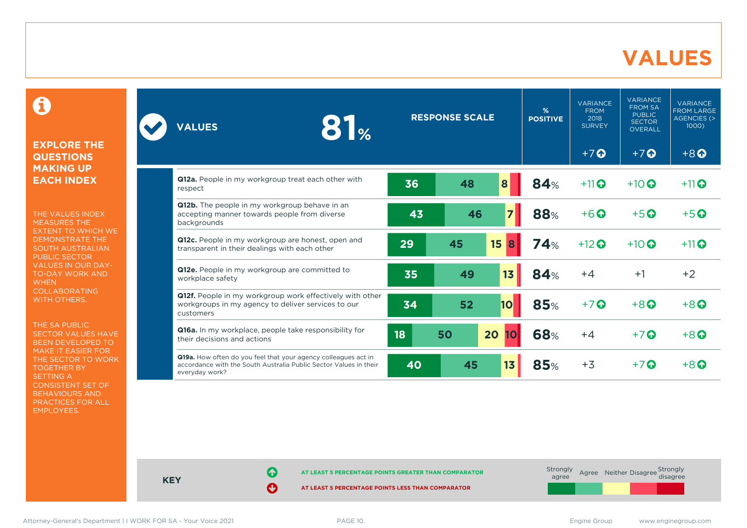# VALUES

## EXPLORE THE QUESTIONS MAKING UP EACH INDEX

THE VALUES INDEX MEASURES THE EXTENT TO WHICH WE DEMONSTRATE THE SOUTH AUSTRALIAN PUBLIC SECTOR VALUES IN OUR DAY-TO-DAY WORK AND WHEN COLLABORATING WITH OTHERS.

THE SA PUBLIC SECTOR VALUES HAVE BEEN DEVELOPED TO MAKE IT EASIER FOR THE SECTOR TO WORK TOGETHER BY SETTING A CONSISTENT SET OF BEHAVIOURS AND PRACTICES FOR ALL EMPLOYEES.

| VALUES 81% | RESPONSE SCALE (Strongly agree / Agree / Neither / Disagree / Strongly disagree) | % POSITIVE | VARIANCE FROM 2018 SURVEY +7 ↑ | VARIANCE FROM SA PUBLIC SECTOR OVERALL +7 ↑ | VARIANCE FROM LARGE AGENCIES (> 1000) +8 ↑ |
|---|---|---|---|---|---|
| **Q12a.** People in my workgroup treat each other with respect | 36 / 48 / 8 | 84% | +11 ↑ | +10 ↑ | +11 ↑ |
| **Q12b.** The people in my workgroup behave in an accepting manner towards people from diverse backgrounds | 43 / 46 / 7 | 88% | +6 ↑ | +5 ↑ | +5 ↑ |
| **Q12c.** People in my workgroup are honest, open and transparent in their dealings with each other | 29 / 45 / 15 / 8 | 74% | +12 ↑ | +10 ↑ | +11 ↑ |
| **Q12e.** People in my workgroup are committed to workplace safety | 35 / 49 / 13 | 84% | +4 | +1 | +2 |
| **Q12f.** People in my workgroup work effectively with other workgroups in my agency to deliver services to our customers | 34 / 52 / 10 | 85% | +7 ↑ | +8 ↑ | +8 ↑ |
| **Q16a.** In my workplace, people take responsibility for their decisions and actions | 18 / 50 / 20 / 10 | 68% | +4 | +7 ↑ | +8 ↑ |
| **Q19a.** How often do you feel that your agency colleagues act in accordance with the South Australia Public Sector Values in their everyday work? | 40 / 45 / 13 | 85% | +3 | +7 ↑ | +8 ↑ |

**KEY**

↑ AT LEAST 5 PERCENTAGE POINTS GREATER THAN COMPARATOR

↓ AT LEAST 5 PERCENTAGE POINTS LESS THAN COMPARATOR

Strongly agree | Agree | Neither | Disagree | Strongly disagree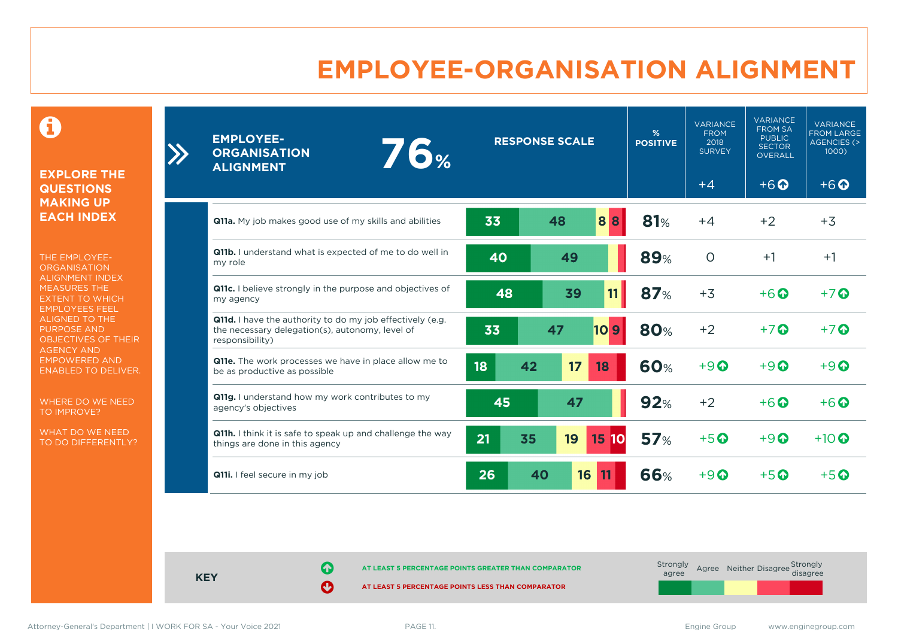# EMPLOYEE-ORGANISATION ALIGNMENT

**EXPLORE THE QUESTIONS MAKING UP EACH INDEX**

THE EMPLOYEE-ORGANISATION ALIGNMENT INDEX MEASURES THE EXTENT TO WHICH EMPLOYEES FEEL ALIGNED TO THE PURPOSE AND OBJECTIVES OF THEIR AGENCY AND EMPOWERED AND ENABLED TO DELIVER.

WHERE DO WE NEED TO IMPROVE?

WHAT DO WE NEED TO DO DIFFERENTLY?

**EMPLOYEE-ORGANISATION ALIGNMENT 76%**

| Question | Strongly agree | Agree | Neither | Disagree | Strongly disagree | % POSITIVE | VARIANCE FROM 2018 SURVEY (+4) | VARIANCE FROM SA PUBLIC SECTOR OVERALL (+6 ↑) | VARIANCE FROM LARGE AGENCIES (> 1000) (+6 ↑) |
|---|---|---|---|---|---|---|---|---|---|
| **Q11a.** My job makes good use of my skills and abilities | 33 | 48 | 8 | 8 | | 81% | +4 | +2 | +3 |
| **Q11b.** I understand what is expected of me to do well in my role | 40 | 49 | | | | 89% | 0 | +1 | +1 |
| **Q11c.** I believe strongly in the purpose and objectives of my agency | 48 | 39 | 11 | | | 87% | +3 | +6 ↑ | +7 ↑ |
| **Q11d.** I have the authority to do my job effectively (e.g. the necessary delegation(s), autonomy, level of responsibility) | 33 | 47 | 10 | 9 | | 80% | +2 | +7 ↑ | +7 ↑ |
| **Q11e.** The work processes we have in place allow me to be as productive as possible | 18 | 42 | 17 | 18 | | 60% | +9 ↑ | +9 ↑ | +9 ↑ |
| **Q11g.** I understand how my work contributes to my agency's objectives | 45 | 47 | | | | 92% | +2 | +6 ↑ | +6 ↑ |
| **Q11h.** I think it is safe to speak up and challenge the way things are done in this agency | 21 | 35 | 19 | 15 | 10 | 57% | +5 ↑ | +9 ↑ | +10 ↑ |
| **Q11i.** I feel secure in my job | 26 | 40 | 16 | 11 | | 66% | +9 ↑ | +5 ↑ | +5 ↑ |

**KEY**

↑ AT LEAST 5 PERCENTAGE POINTS GREATER THAN COMPARATOR

↓ AT LEAST 5 PERCENTAGE POINTS LESS THAN COMPARATOR

Response scale: Strongly agree, Agree, Neither, Disagree, Strongly disagree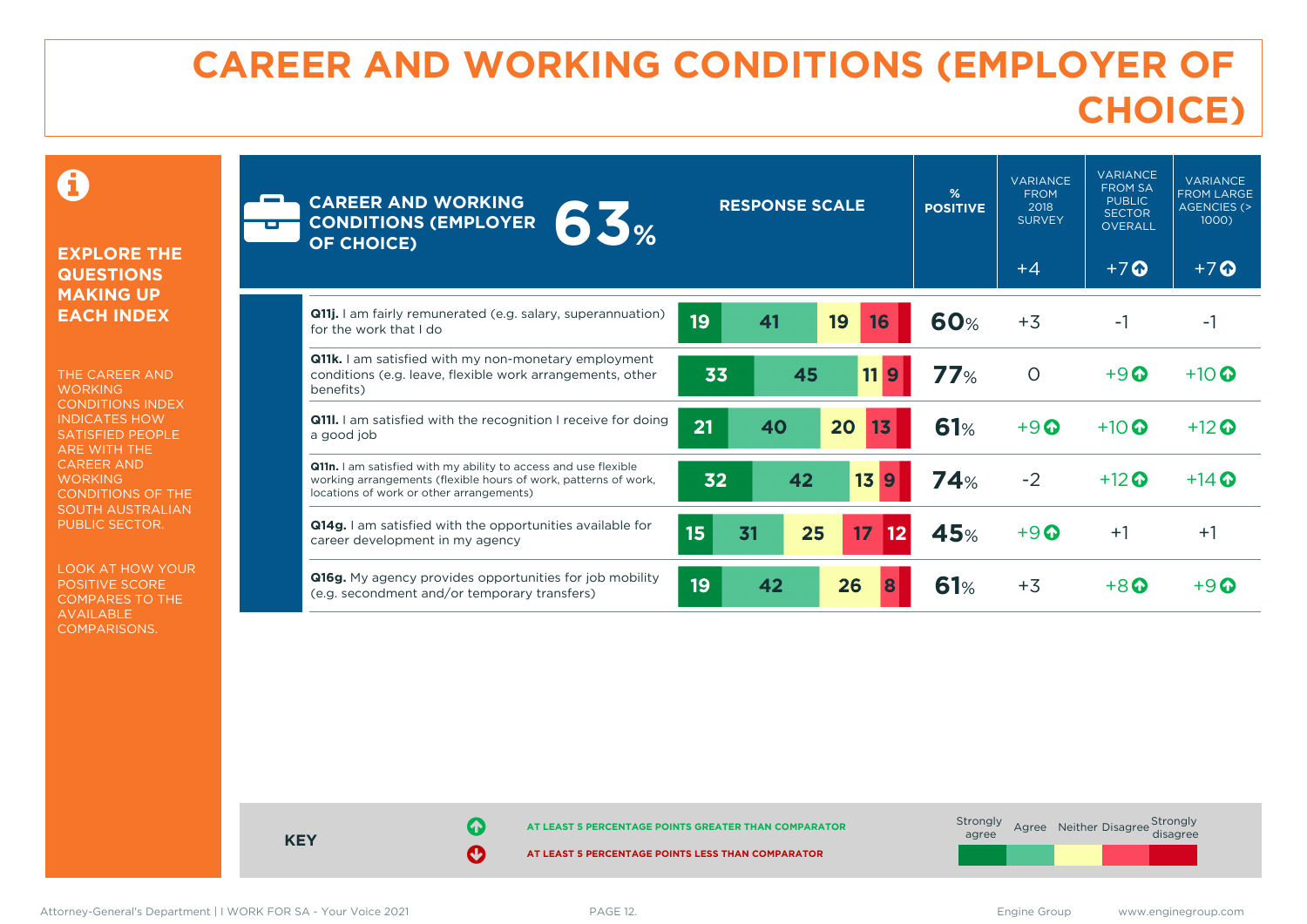# CAREER AND WORKING CONDITIONS (EMPLOYER OF CHOICE)

**EXPLORE THE QUESTIONS MAKING UP EACH INDEX**

THE CAREER AND WORKING CONDITIONS INDEX INDICATES HOW SATISFIED PEOPLE ARE WITH THE CAREER AND WORKING CONDITIONS OF THE SOUTH AUSTRALIAN PUBLIC SECTOR.

LOOK AT HOW YOUR POSITIVE SCORE COMPARES TO THE AVAILABLE COMPARISONS.

| CAREER AND WORKING CONDITIONS (EMPLOYER OF CHOICE) 63% | Strongly agree | Agree | Neither | Disagree | Strongly disagree | % POSITIVE | VARIANCE FROM 2018 SURVEY | VARIANCE FROM SA PUBLIC SECTOR OVERALL | VARIANCE FROM LARGE AGENCIES (> 1000) |
|---|---|---|---|---|---|---|---|---|---|
| | | | | | | | +4 | +7 ↑ | +7 ↑ |
| **Q11j.** I am fairly remunerated (e.g. salary, superannuation) for the work that I do | 19 | 41 | 19 | 16 | | 60% | +3 | -1 | -1 |
| **Q11k.** I am satisfied with my non-monetary employment conditions (e.g. leave, flexible work arrangements, other benefits) | 33 | 45 | 11 | 9 | | 77% | 0 | +9 ↑ | +10 ↑ |
| **Q11l.** I am satisfied with the recognition I receive for doing a good job | 21 | 40 | 20 | 13 | | 61% | +9 ↑ | +10 ↑ | +12 ↑ |
| **Q11n.** I am satisfied with my ability to access and use flexible working arrangements (flexible hours of work, patterns of work, locations of work or other arrangements) | 32 | 42 | 13 | 9 | | 74% | -2 | +12 ↑ | +14 ↑ |
| **Q14g.** I am satisfied with the opportunities available for career development in my agency | 15 | 31 | 25 | 17 | 12 | 45% | +9 ↑ | +1 | +1 |
| **Q16g.** My agency provides opportunities for job mobility (e.g. secondment and/or temporary transfers) | 19 | 42 | 26 | 8 | | 61% | +3 | +8 ↑ | +9 ↑ |

**KEY**

↑ AT LEAST 5 PERCENTAGE POINTS GREATER THAN COMPARATOR

↓ AT LEAST 5 PERCENTAGE POINTS LESS THAN COMPARATOR

Strongly agree | Agree | Neither | Disagree | Strongly disagree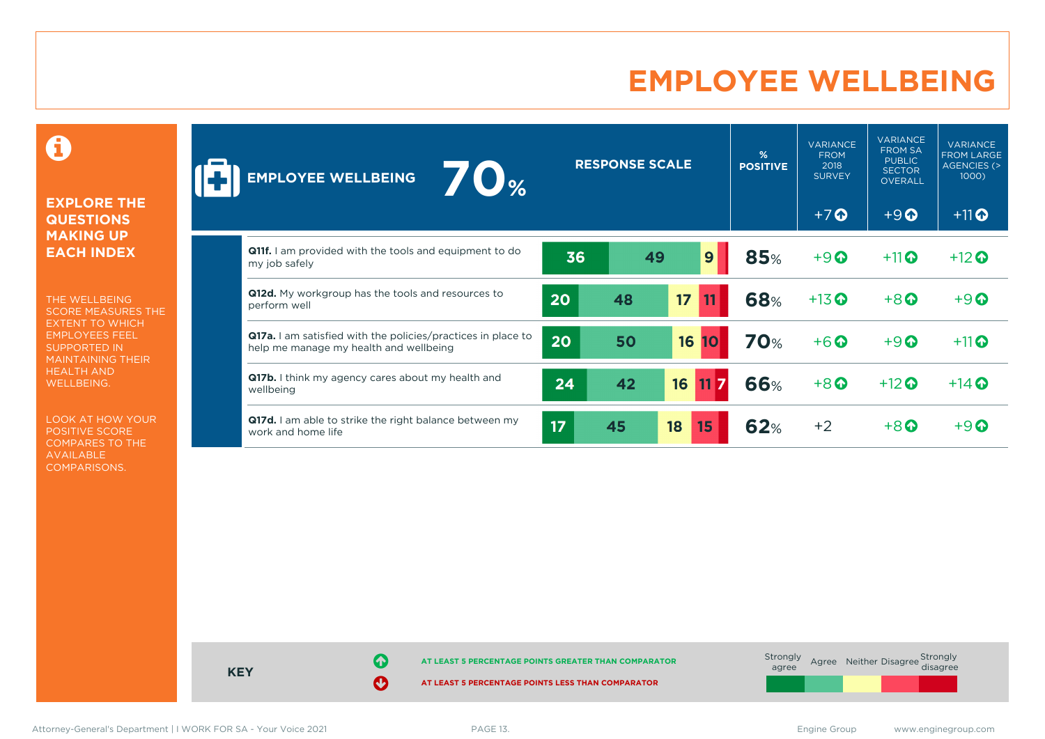# EMPLOYEE WELLBEING

**EXPLORE THE QUESTIONS MAKING UP EACH INDEX**

THE WELLBEING SCORE MEASURES THE EXTENT TO WHICH EMPLOYEES FEEL SUPPORTED IN MAINTAINING THEIR HEALTH AND WELLBEING.

LOOK AT HOW YOUR POSITIVE SCORE COMPARES TO THE AVAILABLE COMPARISONS.

| EMPLOYEE WELLBEING 70% | RESPONSE SCALE (Strongly agree / Agree / Neither / Disagree / Strongly disagree) | % POSITIVE | VARIANCE FROM 2018 SURVEY +7 ↑ | VARIANCE FROM SA PUBLIC SECTOR OVERALL +9 ↑ | VARIANCE FROM LARGE AGENCIES (> 1000) +11 ↑ |
| --- | --- | --- | --- | --- | --- |
| **Q11f.** I am provided with the tools and equipment to do my job safely | 36 / 49 / 9 / – / – | 85% | +9 ↑ | +11 ↑ | +12 ↑ |
| **Q12d.** My workgroup has the tools and resources to perform well | 20 / 48 / 17 / 11 / – | 68% | +13 ↑ | +8 ↑ | +9 ↑ |
| **Q17a.** I am satisfied with the policies/practices in place to help me manage my health and wellbeing | 20 / 50 / 16 / 10 / – | 70% | +6 ↑ | +9 ↑ | +11 ↑ |
| **Q17b.** I think my agency cares about my health and wellbeing | 24 / 42 / 16 / 11 / 7 | 66% | +8 ↑ | +12 ↑ | +14 ↑ |
| **Q17d.** I am able to strike the right balance between my work and home life | 17 / 45 / 18 / 15 / – | 62% | +2 | +8 ↑ | +9 ↑ |

**KEY**

↑ AT LEAST 5 PERCENTAGE POINTS GREATER THAN COMPARATOR

↓ AT LEAST 5 PERCENTAGE POINTS LESS THAN COMPARATOR

Strongly agree | Agree | Neither | Disagree | Strongly disagree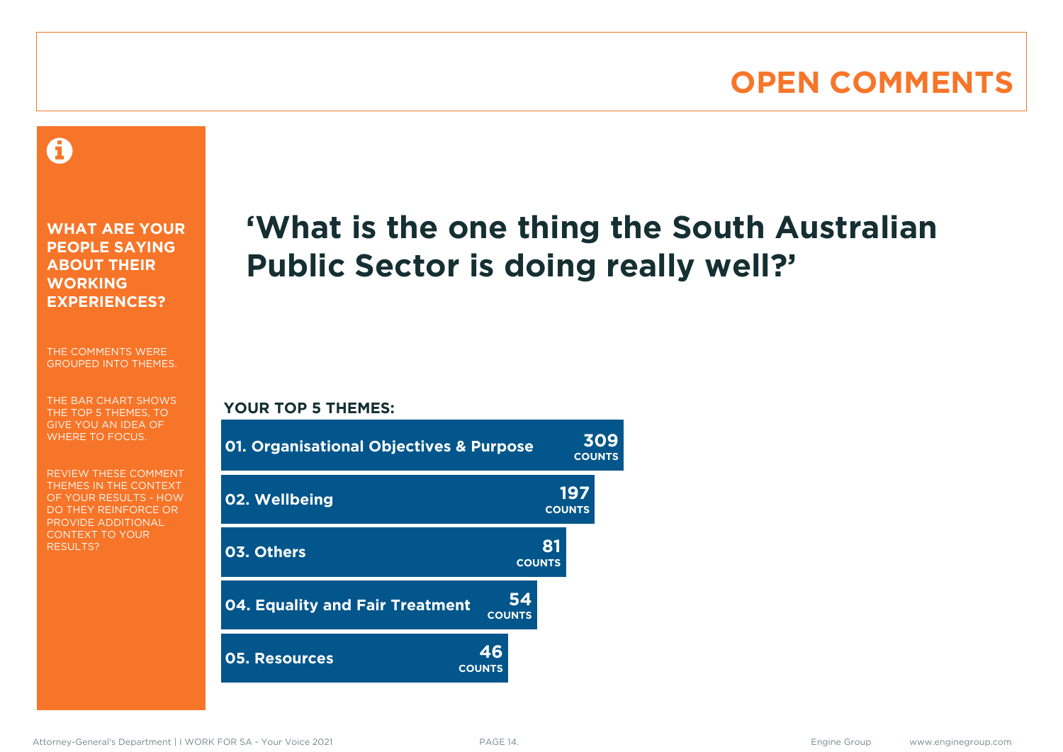# OPEN COMMENTS

**WHAT ARE YOUR PEOPLE SAYING ABOUT THEIR WORKING EXPERIENCES?**

THE COMMENTS WERE GROUPED INTO THEMES.

THE BAR CHART SHOWS THE TOP 5 THEMES, TO GIVE YOU AN IDEA OF WHERE TO FOCUS.

REVIEW THESE COMMENT THEMES IN THE CONTEXT OF YOUR RESULTS - HOW DO THEY REINFORCE OR PROVIDE ADDITIONAL CONTEXT TO YOUR RESULTS?

## 'What is the one thing the South Australian Public Sector is doing really well?'

**YOUR TOP 5 THEMES:**

| Theme | Counts |
| --- | --- |
| 01. Organisational Objectives & Purpose | 309 |
| 02. Wellbeing | 197 |
| 03. Others | 81 |
| 04. Equality and Fair Treatment | 54 |
| 05. Resources | 46 |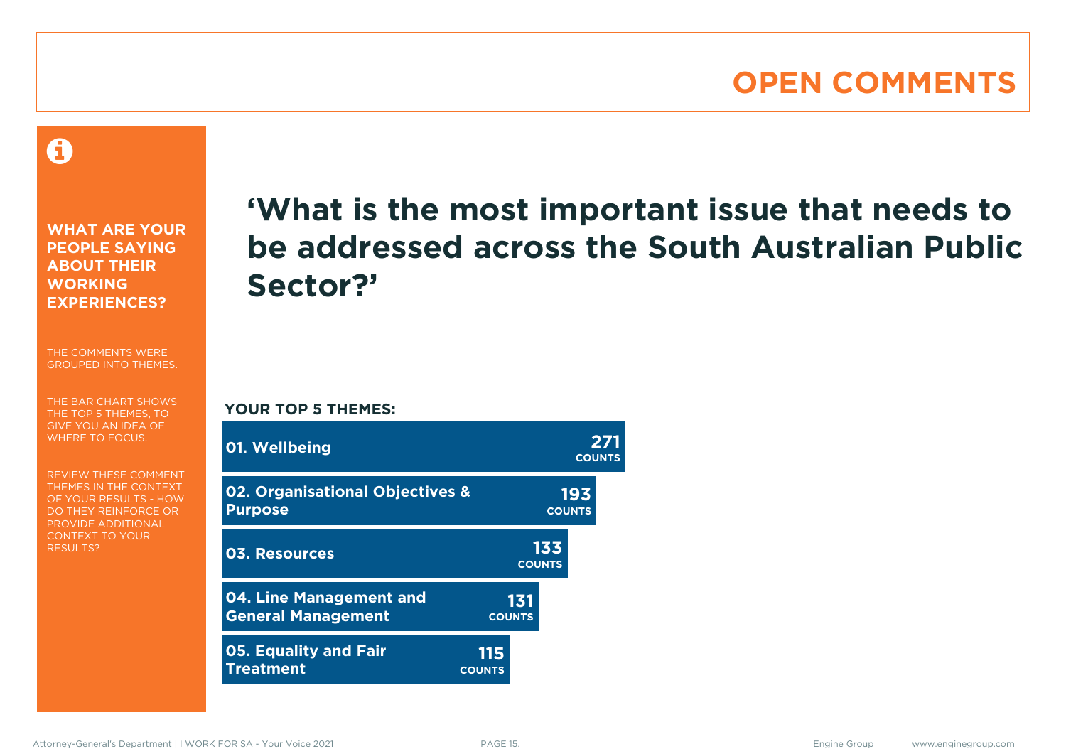# OPEN COMMENTS

**WHAT ARE YOUR PEOPLE SAYING ABOUT THEIR WORKING EXPERIENCES?**

THE COMMENTS WERE GROUPED INTO THEMES.

THE BAR CHART SHOWS THE TOP 5 THEMES, TO GIVE YOU AN IDEA OF WHERE TO FOCUS.

REVIEW THESE COMMENT THEMES IN THE CONTEXT OF YOUR RESULTS - HOW DO THEY REINFORCE OR PROVIDE ADDITIONAL CONTEXT TO YOUR RESULTS?

## 'What is the most important issue that needs to be addressed across the South Australian Public Sector?'

**YOUR TOP 5 THEMES:**

| Theme | Counts |
|---|---|
| 01. Wellbeing | 271 |
| 02. Organisational Objectives & Purpose | 193 |
| 03. Resources | 133 |
| 04. Line Management and General Management | 131 |
| 05. Equality and Fair Treatment | 115 |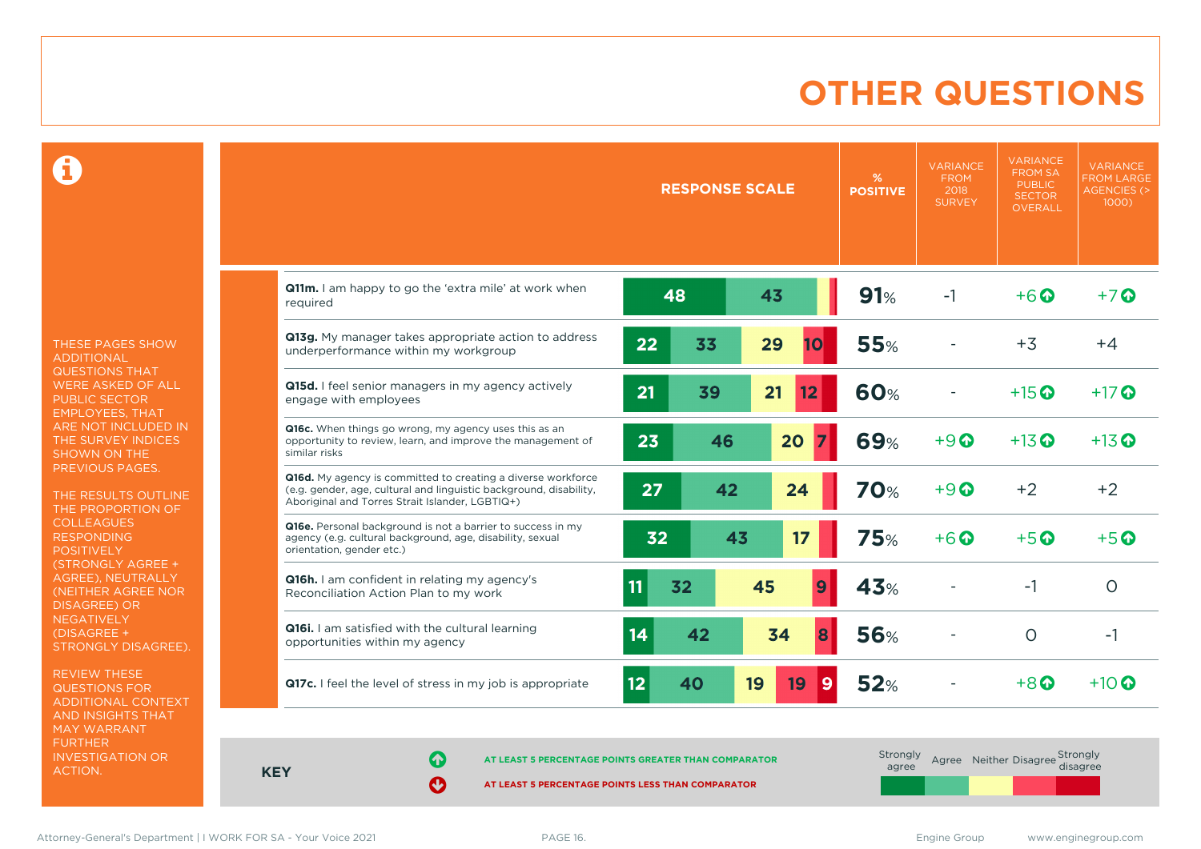# OTHER QUESTIONS

THESE PAGES SHOW ADDITIONAL QUESTIONS THAT WERE ASKED OF ALL PUBLIC SECTOR EMPLOYEES, THAT ARE NOT INCLUDED IN THE SURVEY INDICES SHOWN ON THE PREVIOUS PAGES.

THE RESULTS OUTLINE THE PROPORTION OF COLLEAGUES RESPONDING POSITIVELY (STRONGLY AGREE + AGREE), NEUTRALLY (NEITHER AGREE NOR DISAGREE) OR NEGATIVELY (DISAGREE + STRONGLY DISAGREE).

REVIEW THESE QUESTIONS FOR ADDITIONAL CONTEXT AND INSIGHTS THAT MAY WARRANT FURTHER INVESTIGATION OR ACTION.

| Question | Strongly agree | Agree | Neither | Disagree | Strongly disagree | % POSITIVE | VARIANCE FROM 2018 SURVEY | VARIANCE FROM SA PUBLIC SECTOR OVERALL | VARIANCE FROM LARGE AGENCIES (> 1000) |
|---|---|---|---|---|---|---|---|---|---|
| **Q11m.** I am happy to go the 'extra mile' at work when required | 48 | 43 | | | | 91% | -1 | +6 ↑ | +7 ↑ |
| **Q13g.** My manager takes appropriate action to address underperformance within my workgroup | 22 | 33 | 29 | 10 | | 55% | - | +3 | +4 |
| **Q15d.** I feel senior managers in my agency actively engage with employees | 21 | 39 | 21 | 12 | | 60% | - | +15 ↑ | +17 ↑ |
| **Q16c.** When things go wrong, my agency uses this as an opportunity to review, learn, and improve the management of similar risks | 23 | 46 | 20 | 7 | | 69% | +9 ↑ | +13 ↑ | +13 ↑ |
| **Q16d.** My agency is committed to creating a diverse workforce (e.g. gender, age, cultural and linguistic background, disability, Aboriginal and Torres Strait Islander, LGBTIQ+) | 27 | 42 | 24 | | | 70% | +9 ↑ | +2 | +2 |
| **Q16e.** Personal background is not a barrier to success in my agency (e.g. cultural background, age, disability, sexual orientation, gender etc.) | 32 | 43 | 17 | | | 75% | +6 ↑ | +5 ↑ | +5 ↑ |
| **Q16h.** I am confident in relating my agency's Reconciliation Action Plan to my work | 11 | 32 | 45 | 9 | | 43% | - | -1 | 0 |
| **Q16i.** I am satisfied with the cultural learning opportunities within my agency | 14 | 42 | 34 | 8 | | 56% | - | 0 | -1 |
| **Q17c.** I feel the level of stress in my job is appropriate | 12 | 40 | 19 | 19 | 9 | 52% | - | +8 ↑ | +10 ↑ |

**KEY**

↑ AT LEAST 5 PERCENTAGE POINTS GREATER THAN COMPARATOR

↓ AT LEAST 5 PERCENTAGE POINTS LESS THAN COMPARATOR

Strongly agree | Agree | Neither | Disagree | Strongly disagree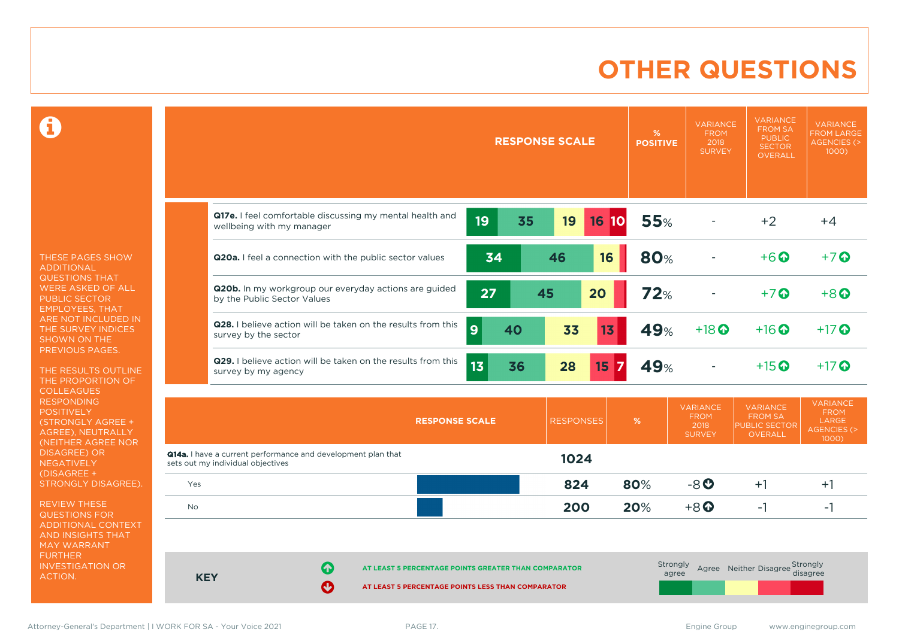# OTHER QUESTIONS

THESE PAGES SHOW ADDITIONAL QUESTIONS THAT WERE ASKED OF ALL PUBLIC SECTOR EMPLOYEES, THAT ARE NOT INCLUDED IN THE SURVEY INDICES SHOWN ON THE PREVIOUS PAGES.

THE RESULTS OUTLINE THE PROPORTION OF COLLEAGUES RESPONDING POSITIVELY (STRONGLY AGREE + AGREE), NEUTRALLY (NEITHER AGREE NOR DISAGREE) OR NEGATIVELY (DISAGREE + STRONGLY DISAGREE).

REVIEW THESE QUESTIONS FOR ADDITIONAL CONTEXT AND INSIGHTS THAT MAY WARRANT FURTHER INVESTIGATION OR ACTION.

| Question | Strongly agree | Agree | Neither | Disagree | Strongly disagree | % POSITIVE | VARIANCE FROM 2018 SURVEY | VARIANCE FROM SA PUBLIC SECTOR OVERALL | VARIANCE FROM LARGE AGENCIES (> 1000) |
|---|---|---|---|---|---|---|---|---|---|
| **Q17e.** I feel comfortable discussing my mental health and wellbeing with my manager | 19 | 35 | 19 | 16 | 10 | 55% | - | +2 | +4 |
| **Q20a.** I feel a connection with the public sector values | 34 | 46 | 16 | | | 80% | - | +6 ↑ | +7 ↑ |
| **Q20b.** In my workgroup our everyday actions are guided by the Public Sector Values | 27 | 45 | 20 | | | 72% | - | +7 ↑ | +8 ↑ |
| **Q28.** I believe action will be taken on the results from this survey by the sector | 9 | 40 | 33 | 13 | | 49% | +18 ↑ | +16 ↑ | +17 ↑ |
| **Q29.** I believe action will be taken on the results from this survey by my agency | 13 | 36 | 28 | 15 | 7 | 49% | - | +15 ↑ | +17 ↑ |

| RESPONSE SCALE | RESPONSES | % | VARIANCE FROM 2018 SURVEY | VARIANCE FROM SA PUBLIC SECTOR OVERALL | VARIANCE FROM LARGE AGENCIES (> 1000) |
|---|---|---|---|---|---|
| **Q14a.** I have a current performance and development plan that sets out my individual objectives | 1024 | | | | |
| Yes | 824 | 80% | -8 ↓ | +1 | +1 |
| No | 200 | 20% | +8 ↑ | -1 | -1 |

**KEY**

- ↑ AT LEAST 5 PERCENTAGE POINTS GREATER THAN COMPARATOR
- ↓ AT LEAST 5 PERCENTAGE POINTS LESS THAN COMPARATOR

Strongly agree | Agree | Neither | Disagree | Strongly disagree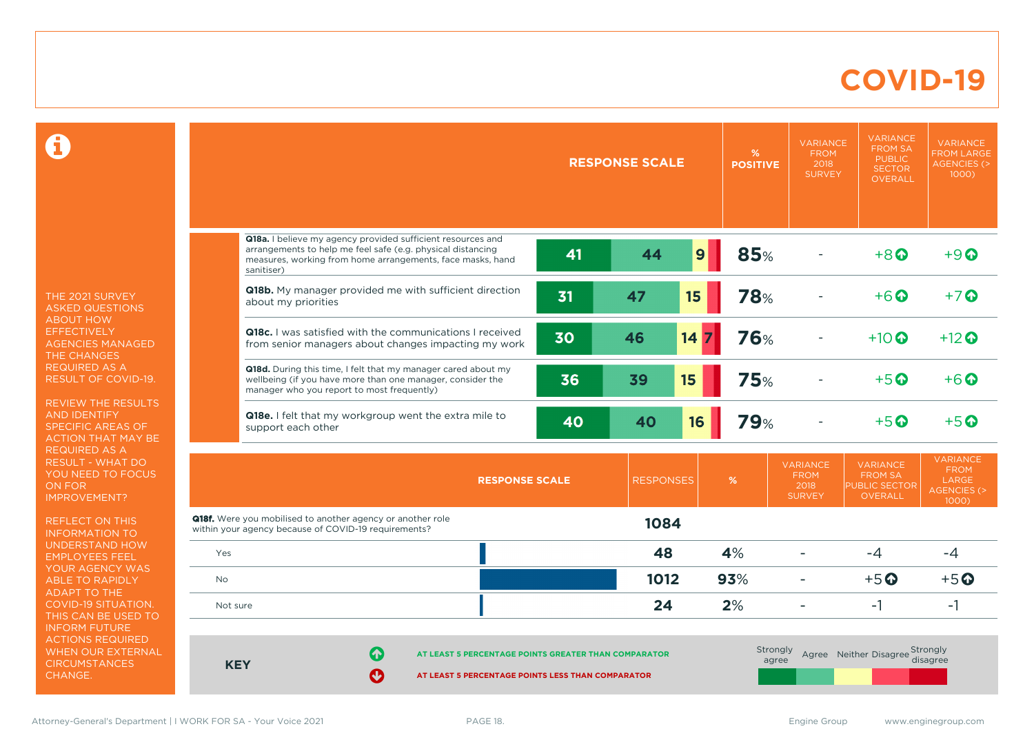# COVID-19

THE 2021 SURVEY ASKED QUESTIONS ABOUT HOW EFFECTIVELY AGENCIES MANAGED THE CHANGES REQUIRED AS A RESULT OF COVID-19.

REVIEW THE RESULTS AND IDENTIFY SPECIFIC AREAS OF ACTION THAT MAY BE REQUIRED AS A RESULT - WHAT DO YOU NEED TO FOCUS ON FOR IMPROVEMENT?

REFLECT ON THIS INFORMATION TO UNDERSTAND HOW EMPLOYEES FEEL YOUR AGENCY WAS ABLE TO RAPIDLY ADAPT TO THE COVID-19 SITUATION. THIS CAN BE USED TO INFORM FUTURE ACTIONS REQUIRED WHEN OUR EXTERNAL CIRCUMSTANCES CHANGE.

| Question | Strongly agree | Agree | Neither | Disagree | Strongly disagree | % POSITIVE | VARIANCE FROM 2018 SURVEY | VARIANCE FROM SA PUBLIC SECTOR OVERALL | VARIANCE FROM LARGE AGENCIES (> 1000) |
|---|---|---|---|---|---|---|---|---|---|
| **Q18a.** I believe my agency provided sufficient resources and arrangements to help me feel safe (e.g. physical distancing measures, working from home arrangements, face masks, hand sanitiser) | 41 | 44 | 9 | | | 85% | - | +8 ↑ | +9 ↑ |
| **Q18b.** My manager provided me with sufficient direction about my priorities | 31 | 47 | 15 | | | 78% | - | +6 ↑ | +7 ↑ |
| **Q18c.** I was satisfied with the communications I received from senior managers about changes impacting my work | 30 | 46 | 14 | 7 | | 76% | - | +10 ↑ | +12 ↑ |
| **Q18d.** During this time, I felt that my manager cared about my wellbeing (if you have more than one manager, consider the manager who you report to most frequently) | 36 | 39 | 15 | | | 75% | - | +5 ↑ | +6 ↑ |
| **Q18e.** I felt that my workgroup went the extra mile to support each other | 40 | 40 | 16 | | | 79% | - | +5 ↑ | +5 ↑ |

| RESPONSE SCALE | RESPONSES | % | VARIANCE FROM 2018 SURVEY | VARIANCE FROM SA PUBLIC SECTOR OVERALL | VARIANCE FROM LARGE AGENCIES (> 1000) |
|---|---|---|---|---|---|
| **Q18f.** Were you mobilised to another agency or another role within your agency because of COVID-19 requirements? | 1084 | | | | |
| Yes | 48 | 4% | - | -4 | -4 |
| No | 1012 | 93% | - | +5 ↑ | +5 ↑ |
| Not sure | 24 | 2% | - | -1 | -1 |

**KEY**

↑ AT LEAST 5 PERCENTAGE POINTS GREATER THAN COMPARATOR

↓ AT LEAST 5 PERCENTAGE POINTS LESS THAN COMPARATOR

Strongly agree | Agree | Neither | Disagree | Strongly disagree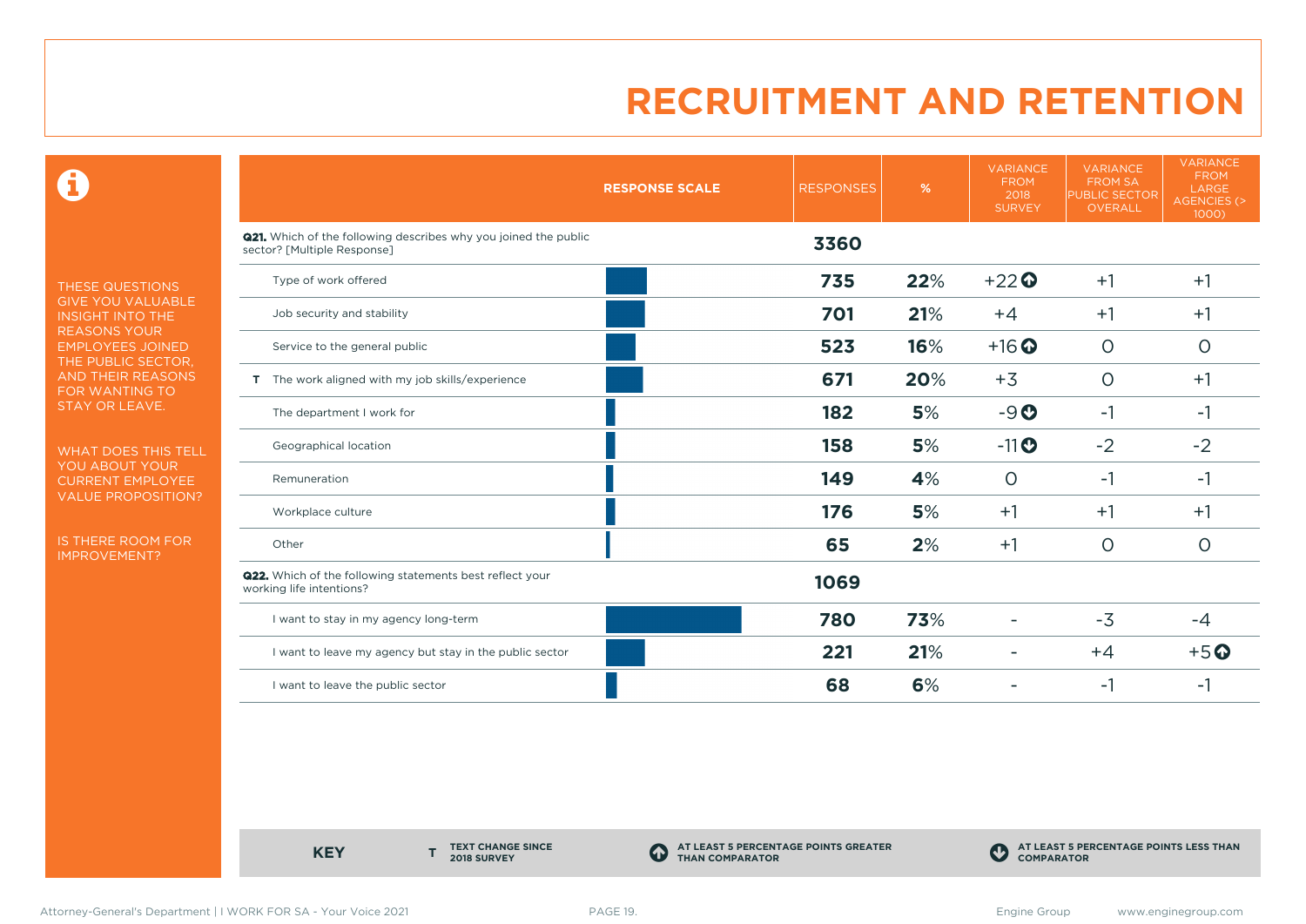# RECRUITMENT AND RETENTION

THESE QUESTIONS GIVE YOU VALUABLE INSIGHT INTO THE REASONS YOUR EMPLOYEES JOINED THE PUBLIC SECTOR, AND THEIR REASONS FOR WANTING TO STAY OR LEAVE.

WHAT DOES THIS TELL YOU ABOUT YOUR CURRENT EMPLOYEE VALUE PROPOSITION?

IS THERE ROOM FOR IMPROVEMENT?

| RESPONSE SCALE | RESPONSES | % | VARIANCE FROM 2018 SURVEY | VARIANCE FROM SA PUBLIC SECTOR OVERALL | VARIANCE FROM LARGE AGENCIES (> 1000) |
|---|---|---|---|---|---|
| **Q21.** Which of the following describes why you joined the public sector? [Multiple Response] | **3360** | | | | |
| Type of work offered | **735** | **22**% | +22 ⬆ | +1 | +1 |
| Job security and stability | **701** | **21**% | +4 | +1 | +1 |
| Service to the general public | **523** | **16**% | +16 ⬆ | 0 | 0 |
| T The work aligned with my job skills/experience | **671** | **20**% | +3 | 0 | +1 |
| The department I work for | **182** | **5**% | -9 ⬇ | -1 | -1 |
| Geographical location | **158** | **5**% | -11 ⬇ | -2 | -2 |
| Remuneration | **149** | **4**% | 0 | -1 | -1 |
| Workplace culture | **176** | **5**% | +1 | +1 | +1 |
| Other | **65** | **2**% | +1 | 0 | 0 |
| **Q22.** Which of the following statements best reflect your working life intentions? | **1069** | | | | |
| I want to stay in my agency long-term | **780** | **73**% | - | -3 | -4 |
| I want to leave my agency but stay in the public sector | **221** | **21**% | - | +4 | +5 ⬆ |
| I want to leave the public sector | **68** | **6**% | - | -1 | -1 |

**KEY**

- **T** TEXT CHANGE SINCE 2018 SURVEY
- ⬆ AT LEAST 5 PERCENTAGE POINTS GREATER THAN COMPARATOR
- ⬇ AT LEAST 5 PERCENTAGE POINTS LESS THAN COMPARATOR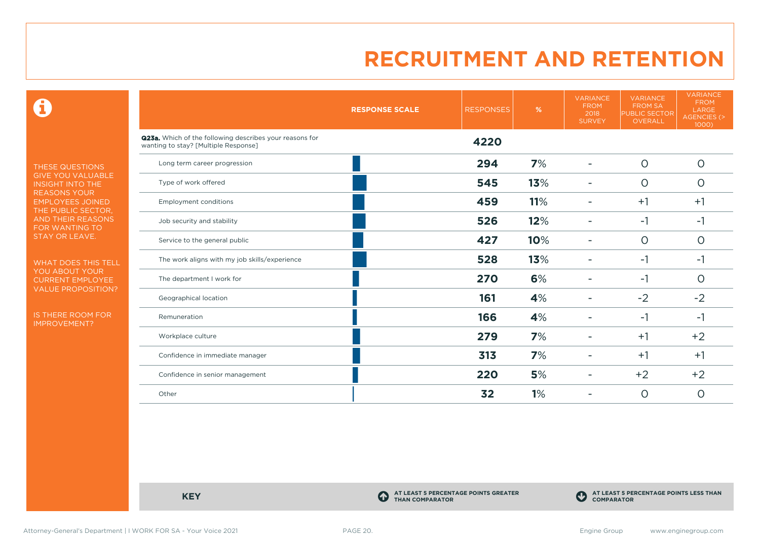# RECRUITMENT AND RETENTION

THESE QUESTIONS GIVE YOU VALUABLE INSIGHT INTO THE REASONS YOUR EMPLOYEES JOINED THE PUBLIC SECTOR, AND THEIR REASONS FOR WANTING TO STAY OR LEAVE.

WHAT DOES THIS TELL YOU ABOUT YOUR CURRENT EMPLOYEE VALUE PROPOSITION?

IS THERE ROOM FOR IMPROVEMENT?

| RESPONSE SCALE | RESPONSES | % | VARIANCE FROM 2018 SURVEY | VARIANCE FROM SA PUBLIC SECTOR OVERALL | VARIANCE FROM LARGE AGENCIES (> 1000) |
|---|---|---|---|---|---|
| **Q23a.** Which of the following describes your reasons for wanting to stay? [Multiple Response] | **4220** | | | | |
| Long term career progression | **294** | **7%** | - | 0 | 0 |
| Type of work offered | **545** | **13%** | - | 0 | 0 |
| Employment conditions | **459** | **11%** | - | +1 | +1 |
| Job security and stability | **526** | **12%** | - | -1 | -1 |
| Service to the general public | **427** | **10%** | - | 0 | 0 |
| The work aligns with my job skills/experience | **528** | **13%** | - | -1 | -1 |
| The department I work for | **270** | **6%** | - | -1 | 0 |
| Geographical location | **161** | **4%** | - | -2 | -2 |
| Remuneration | **166** | **4%** | - | -1 | -1 |
| Workplace culture | **279** | **7%** | - | +1 | +2 |
| Confidence in immediate manager | **313** | **7%** | - | +1 | +1 |
| Confidence in senior management | **220** | **5%** | - | +2 | +2 |
| Other | **32** | **1%** | - | 0 | 0 |

**KEY**

AT LEAST 5 PERCENTAGE POINTS GREATER THAN COMPARATOR

AT LEAST 5 PERCENTAGE POINTS LESS THAN COMPARATOR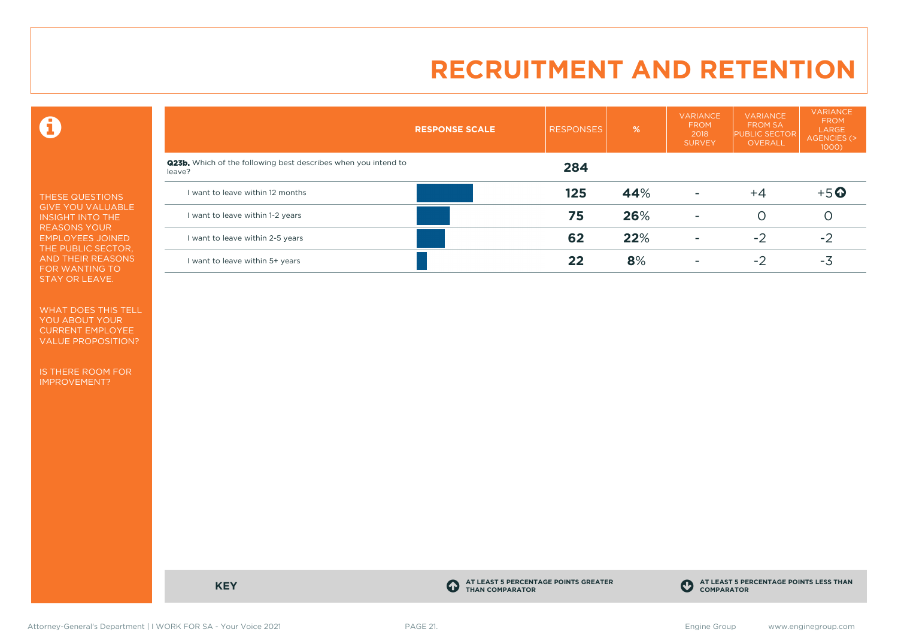# RECRUITMENT AND RETENTION

THESE QUESTIONS GIVE YOU VALUABLE INSIGHT INTO THE REASONS YOUR EMPLOYEES JOINED THE PUBLIC SECTOR, AND THEIR REASONS FOR WANTING TO STAY OR LEAVE.

WHAT DOES THIS TELL YOU ABOUT YOUR CURRENT EMPLOYEE VALUE PROPOSITION?

IS THERE ROOM FOR IMPROVEMENT?

| RESPONSE SCALE | RESPONSES | % | VARIANCE FROM 2018 SURVEY | VARIANCE FROM SA PUBLIC SECTOR OVERALL | VARIANCE FROM LARGE AGENCIES (> 1000) |
|---|---|---|---|---|---|
| **Q23b.** Which of the following best describes when you intend to leave? | **284** | | | | |
| I want to leave within 12 months | **125** | **44**% | - | +4 | +5 ⬆ |
| I want to leave within 1-2 years | **75** | **26**% | - | 0 | 0 |
| I want to leave within 2-5 years | **62** | **22**% | - | -2 | -2 |
| I want to leave within 5+ years | **22** | **8**% | - | -2 | -3 |

**KEY**

⬆ AT LEAST 5 PERCENTAGE POINTS GREATER THAN COMPARATOR

⬇ AT LEAST 5 PERCENTAGE POINTS LESS THAN COMPARATOR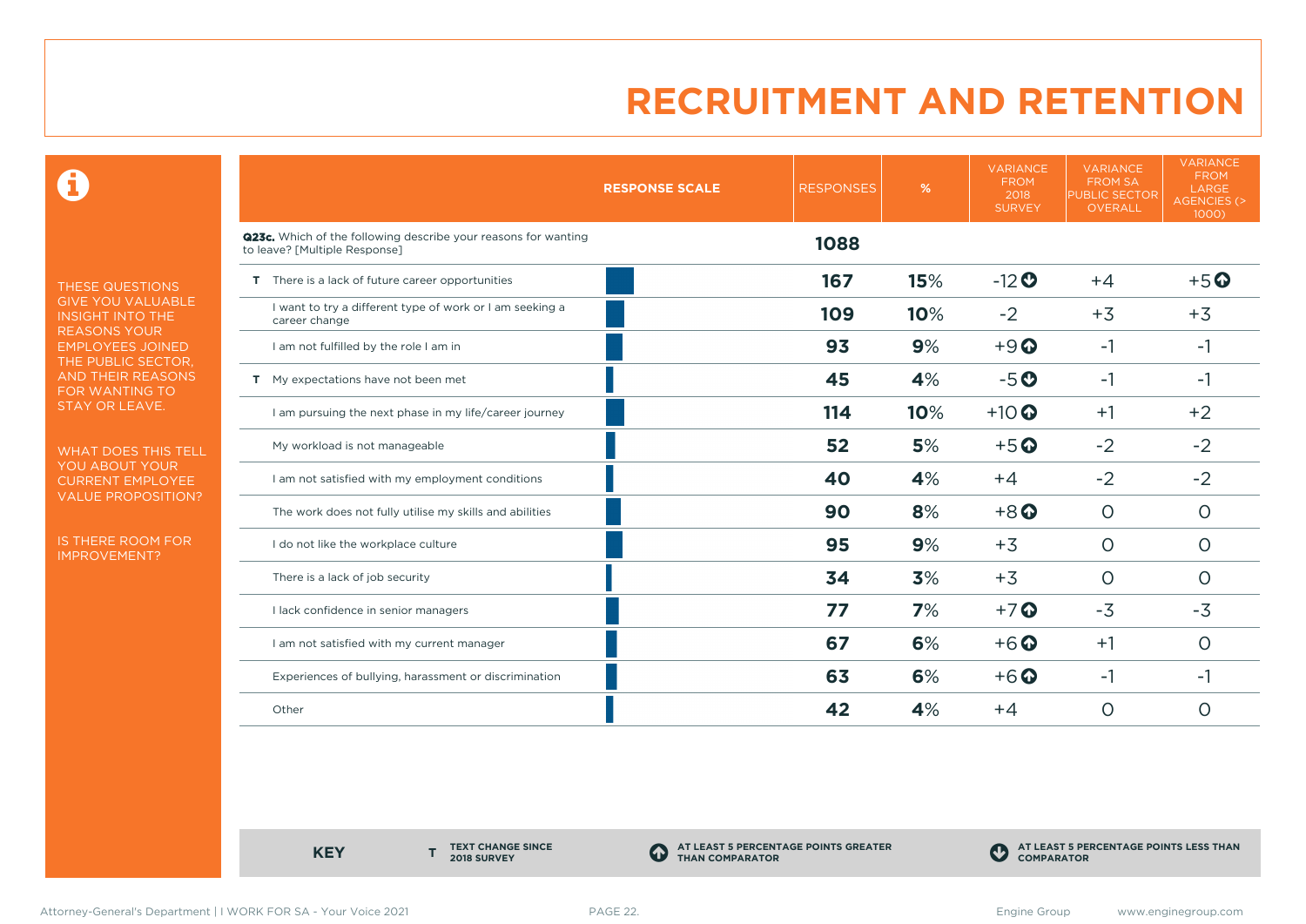# RECRUITMENT AND RETENTION

THESE QUESTIONS GIVE YOU VALUABLE INSIGHT INTO THE REASONS YOUR EMPLOYEES JOINED THE PUBLIC SECTOR, AND THEIR REASONS FOR WANTING TO STAY OR LEAVE.

WHAT DOES THIS TELL YOU ABOUT YOUR CURRENT EMPLOYEE VALUE PROPOSITION?

IS THERE ROOM FOR IMPROVEMENT?

| | RESPONSE SCALE | RESPONSES | % | VARIANCE FROM 2018 SURVEY | VARIANCE FROM SA PUBLIC SECTOR OVERALL | VARIANCE FROM LARGE AGENCIES (> 1000) |
|---|---|---|---|---|---|---|
| **Q23c.** Which of the following describe your reasons for wanting to leave? [Multiple Response] | | **1088** | | | | |
| T There is a lack of future career opportunities | | **167** | **15%** | -12 ⬇ | +4 | +5 ⬆ |
| I want to try a different type of work or I am seeking a career change | | **109** | **10%** | -2 | +3 | +3 |
| I am not fulfilled by the role I am in | | **93** | **9%** | +9 ⬆ | -1 | -1 |
| T My expectations have not been met | | **45** | **4%** | -5 ⬇ | -1 | -1 |
| I am pursuing the next phase in my life/career journey | | **114** | **10%** | +10 ⬆ | +1 | +2 |
| My workload is not manageable | | **52** | **5%** | +5 ⬆ | -2 | -2 |
| I am not satisfied with my employment conditions | | **40** | **4%** | +4 | -2 | -2 |
| The work does not fully utilise my skills and abilities | | **90** | **8%** | +8 ⬆ | 0 | 0 |
| I do not like the workplace culture | | **95** | **9%** | +3 | 0 | 0 |
| There is a lack of job security | | **34** | **3%** | +3 | 0 | 0 |
| I lack confidence in senior managers | | **77** | **7%** | +7 ⬆ | -3 | -3 |
| I am not satisfied with my current manager | | **67** | **6%** | +6 ⬆ | +1 | 0 |
| Experiences of bullying, harassment or discrimination | | **63** | **6%** | +6 ⬆ | -1 | -1 |
| Other | | **42** | **4%** | +4 | 0 | 0 |

**KEY**

- **T** TEXT CHANGE SINCE 2018 SURVEY
- ⬆ AT LEAST 5 PERCENTAGE POINTS GREATER THAN COMPARATOR
- ⬇ AT LEAST 5 PERCENTAGE POINTS LESS THAN COMPARATOR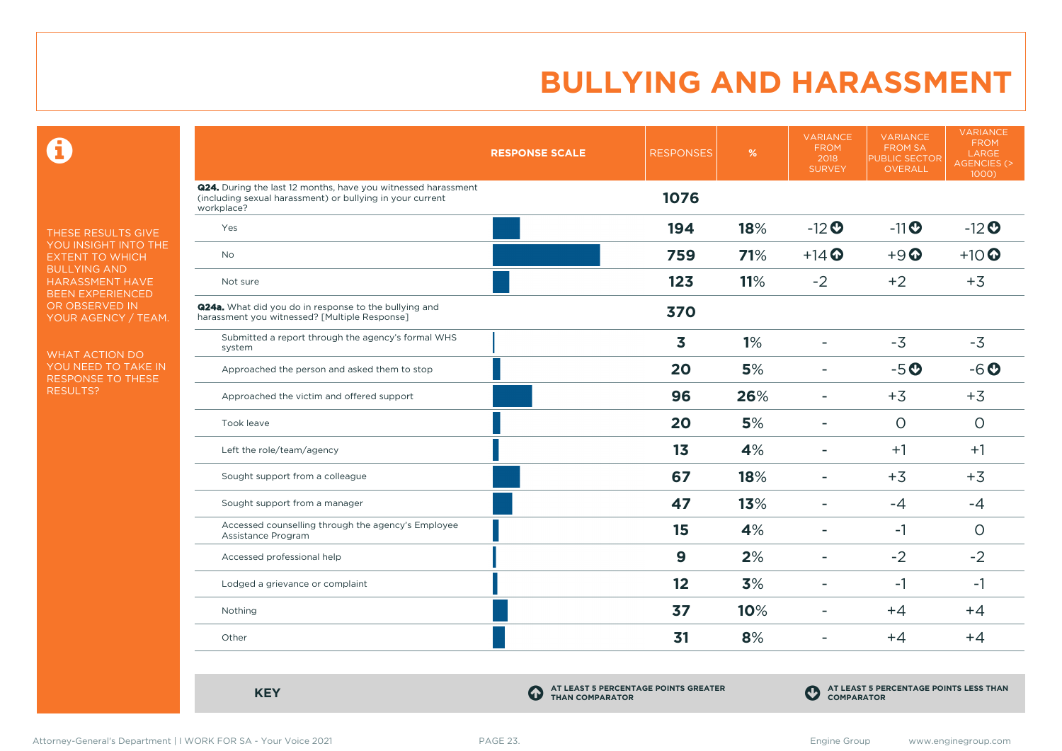# BULLYING AND HARASSMENT

THESE RESULTS GIVE YOU INSIGHT INTO THE EXTENT TO WHICH BULLYING AND HARASSMENT HAVE BEEN EXPERIENCED OR OBSERVED IN YOUR AGENCY / TEAM.

WHAT ACTION DO YOU NEED TO TAKE IN RESPONSE TO THESE RESULTS?

| RESPONSE SCALE | RESPONSES | % | VARIANCE FROM 2018 SURVEY | VARIANCE FROM SA PUBLIC SECTOR OVERALL | VARIANCE FROM LARGE AGENCIES (> 1000) |
|---|---|---|---|---|---|
| **Q24.** During the last 12 months, have you witnessed harassment (including sexual harassment) or bullying in your current workplace? | **1076** | | | | |
| Yes | **194** | **18%** | -12 ⬇ | -11 ⬇ | -12 ⬇ |
| No | **759** | **71%** | +14 ⬆ | +9 ⬆ | +10 ⬆ |
| Not sure | **123** | **11%** | -2 | +2 | +3 |
| **Q24a.** What did you do in response to the bullying and harassment you witnessed? [Multiple Response] | **370** | | | | |
| Submitted a report through the agency's formal WHS system | **3** | **1%** | - | -3 | -3 |
| Approached the person and asked them to stop | **20** | **5%** | - | -5 ⬇ | -6 ⬇ |
| Approached the victim and offered support | **96** | **26%** | - | +3 | +3 |
| Took leave | **20** | **5%** | - | 0 | 0 |
| Left the role/team/agency | **13** | **4%** | - | +1 | +1 |
| Sought support from a colleague | **67** | **18%** | - | +3 | +3 |
| Sought support from a manager | **47** | **13%** | - | -4 | -4 |
| Accessed counselling through the agency's Employee Assistance Program | **15** | **4%** | - | -1 | 0 |
| Accessed professional help | **9** | **2%** | - | -2 | -2 |
| Lodged a grievance or complaint | **12** | **3%** | - | -1 | -1 |
| Nothing | **37** | **10%** | - | +4 | +4 |
| Other | **31** | **8%** | - | +4 | +4 |

**KEY**

⬆ AT LEAST 5 PERCENTAGE POINTS GREATER THAN COMPARATOR

⬇ AT LEAST 5 PERCENTAGE POINTS LESS THAN COMPARATOR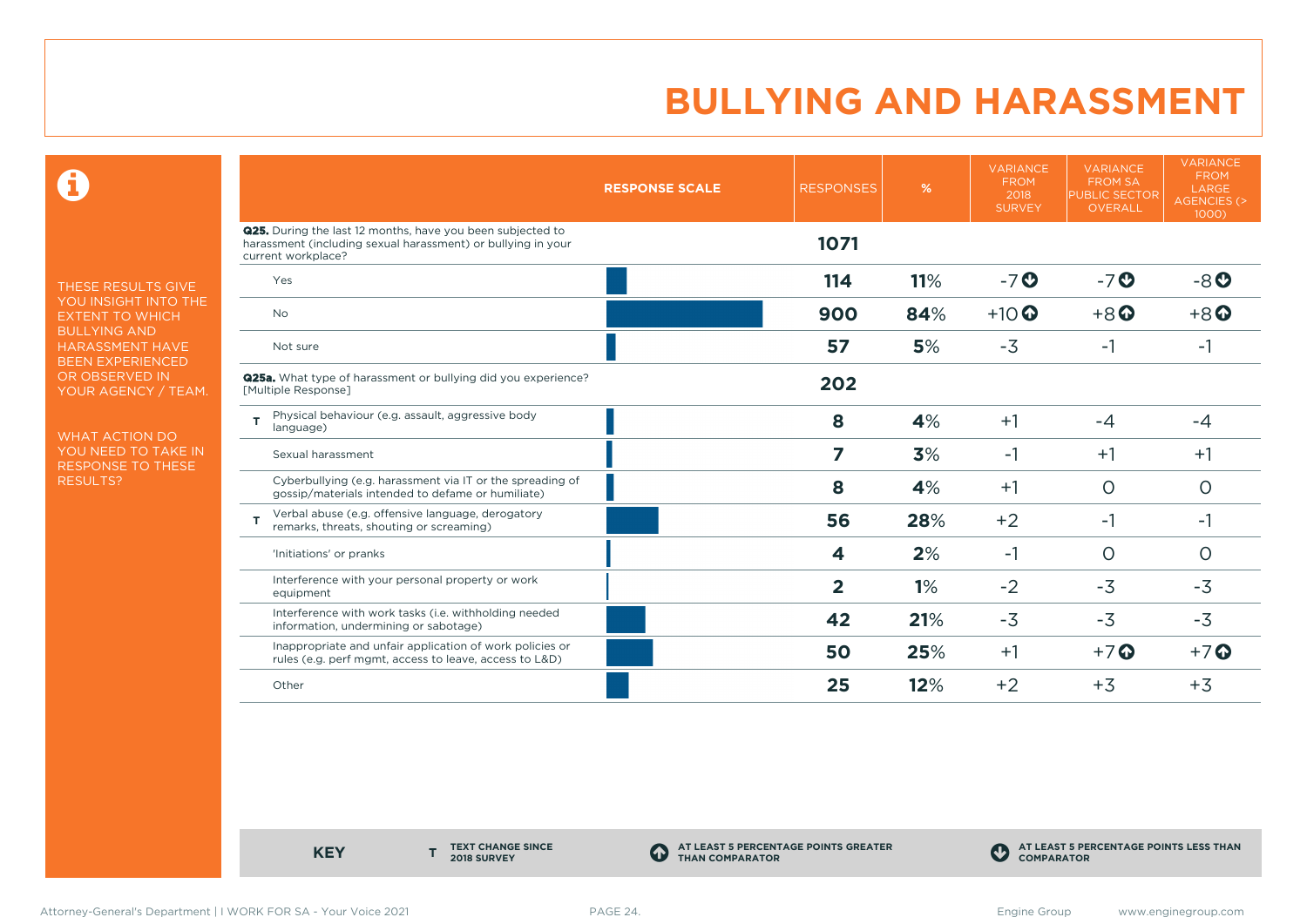# BULLYING AND HARASSMENT

THESE RESULTS GIVE YOU INSIGHT INTO THE EXTENT TO WHICH BULLYING AND HARASSMENT HAVE BEEN EXPERIENCED OR OBSERVED IN YOUR AGENCY / TEAM.

WHAT ACTION DO YOU NEED TO TAKE IN RESPONSE TO THESE RESULTS?

| | RESPONSE SCALE | RESPONSES | % | VARIANCE FROM 2018 SURVEY | VARIANCE FROM SA PUBLIC SECTOR OVERALL | VARIANCE FROM LARGE AGENCIES (> 1000) |
|---|---|---|---|---|---|---|
| **Q25.** During the last 12 months, have you been subjected to harassment (including sexual harassment) or bullying in your current workplace? | | **1071** | | | | |
| Yes | | **114** | **11%** | -7 ⬇ | -7 ⬇ | -8 ⬇ |
| No | | **900** | **84%** | +10 ⬆ | +8 ⬆ | +8 ⬆ |
| Not sure | | **57** | **5%** | -3 | -1 | -1 |
| **Q25a.** What type of harassment or bullying did you experience? [Multiple Response] | | **202** | | | | |
| T Physical behaviour (e.g. assault, aggressive body language) | | **8** | **4%** | +1 | -4 | -4 |
| Sexual harassment | | **7** | **3%** | -1 | +1 | +1 |
| Cyberbullying (e.g. harassment via IT or the spreading of gossip/materials intended to defame or humiliate) | | **8** | **4%** | +1 | 0 | 0 |
| T Verbal abuse (e.g. offensive language, derogatory remarks, threats, shouting or screaming) | | **56** | **28%** | +2 | -1 | -1 |
| 'Initiations' or pranks | | **4** | **2%** | -1 | 0 | 0 |
| Interference with your personal property or work equipment | | **2** | **1%** | -2 | -3 | -3 |
| Interference with work tasks (i.e. withholding needed information, undermining or sabotage) | | **42** | **21%** | -3 | -3 | -3 |
| Inappropriate and unfair application of work policies or rules (e.g. perf mgmt, access to leave, access to L&D) | | **50** | **25%** | +1 | +7 ⬆ | +7 ⬆ |
| Other | | **25** | **12%** | +2 | +3 | +3 |

**KEY**

**T** TEXT CHANGE SINCE 2018 SURVEY

⬆ AT LEAST 5 PERCENTAGE POINTS GREATER THAN COMPARATOR

⬇ AT LEAST 5 PERCENTAGE POINTS LESS THAN COMPARATOR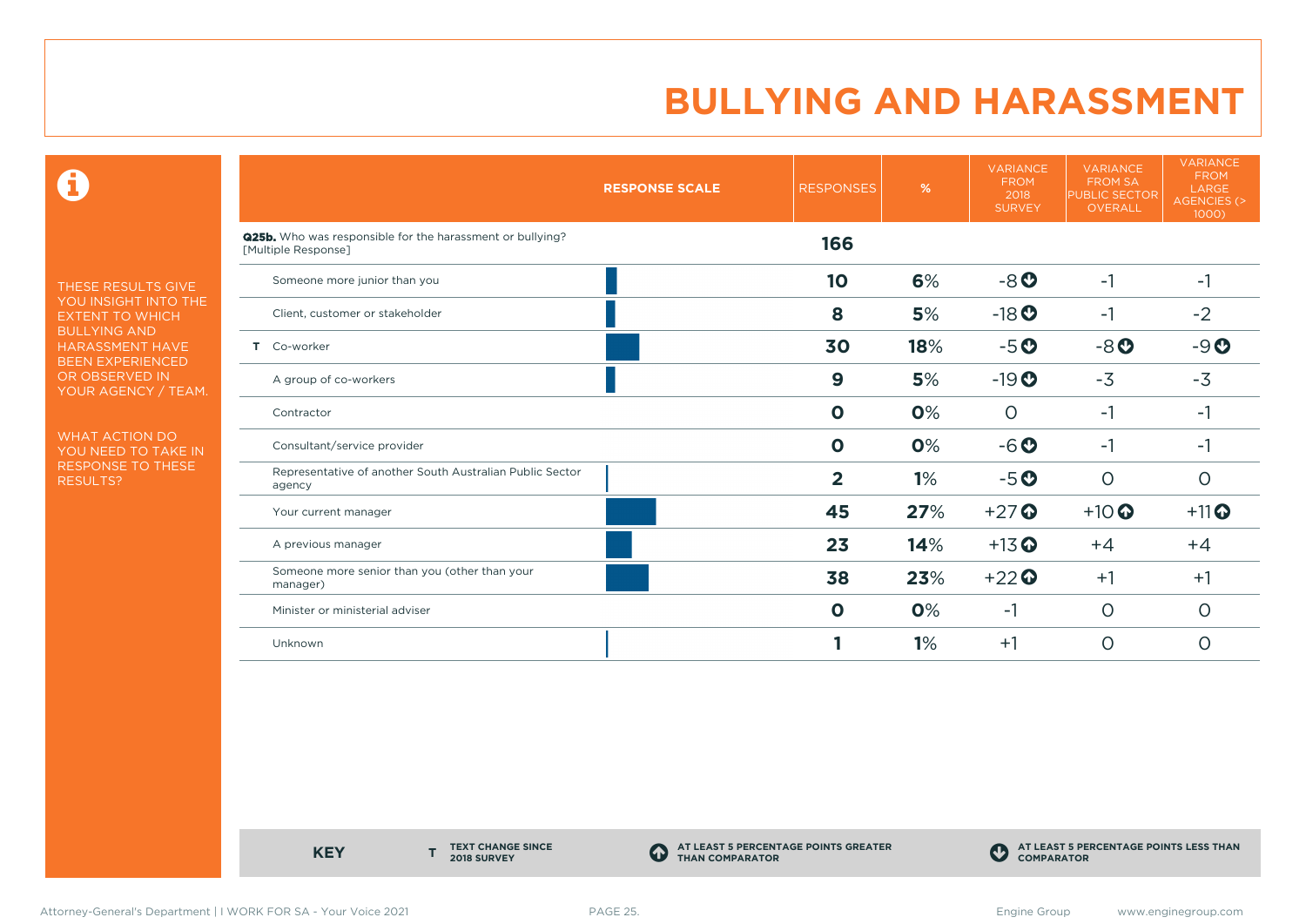# BULLYING AND HARASSMENT

THESE RESULTS GIVE YOU INSIGHT INTO THE EXTENT TO WHICH BULLYING AND HARASSMENT HAVE BEEN EXPERIENCED OR OBSERVED IN YOUR AGENCY / TEAM.

WHAT ACTION DO YOU NEED TO TAKE IN RESPONSE TO THESE RESULTS?

| | RESPONSE SCALE | RESPONSES | % | VARIANCE FROM 2018 SURVEY | VARIANCE FROM SA PUBLIC SECTOR OVERALL | VARIANCE FROM LARGE AGENCIES (> 1000) |
|---|---|---|---|---|---|---|
| **Q25b.** Who was responsible for the harassment or bullying? [Multiple Response] | | **166** | | | | |
| Someone more junior than you | | **10** | **6%** | -8 ⬇ | -1 | -1 |
| Client, customer or stakeholder | | **8** | **5%** | -18 ⬇ | -1 | -2 |
| T Co-worker | | **30** | **18%** | -5 ⬇ | -8 ⬇ | -9 ⬇ |
| A group of co-workers | | **9** | **5%** | -19 ⬇ | -3 | -3 |
| Contractor | | **0** | **0%** | 0 | -1 | -1 |
| Consultant/service provider | | **0** | **0%** | -6 ⬇ | -1 | -1 |
| Representative of another South Australian Public Sector agency | | **2** | **1%** | -5 ⬇ | 0 | 0 |
| Your current manager | | **45** | **27%** | +27 ⬆ | +10 ⬆ | +11 ⬆ |
| A previous manager | | **23** | **14%** | +13 ⬆ | +4 | +4 |
| Someone more senior than you (other than your manager) | | **38** | **23%** | +22 ⬆ | +1 | +1 |
| Minister or ministerial adviser | | **0** | **0%** | -1 | 0 | 0 |
| Unknown | | **1** | **1%** | +1 | 0 | 0 |

**KEY**

**T** TEXT CHANGE SINCE 2018 SURVEY

⬆ AT LEAST 5 PERCENTAGE POINTS GREATER THAN COMPARATOR

⬇ AT LEAST 5 PERCENTAGE POINTS LESS THAN COMPARATOR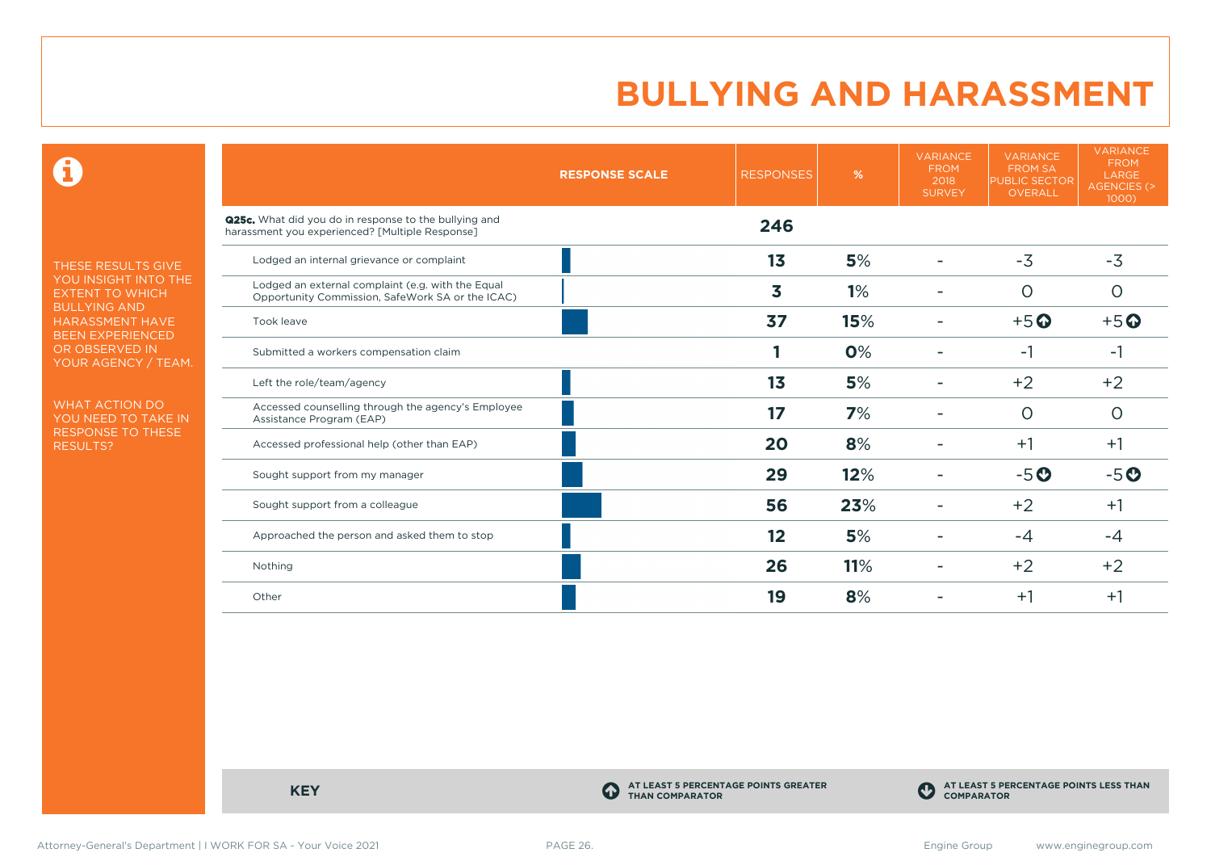# BULLYING AND HARASSMENT

THESE RESULTS GIVE YOU INSIGHT INTO THE EXTENT TO WHICH BULLYING AND HARASSMENT HAVE BEEN EXPERIENCED OR OBSERVED IN YOUR AGENCY / TEAM.

WHAT ACTION DO YOU NEED TO TAKE IN RESPONSE TO THESE RESULTS?

| | RESPONSE SCALE | RESPONSES | % | VARIANCE FROM 2018 SURVEY | VARIANCE FROM SA PUBLIC SECTOR OVERALL | VARIANCE FROM LARGE AGENCIES (> 1000) |
|---|---|---|---|---|---|---|
| **Q25c.** What did you do in response to the bullying and harassment you experienced? [Multiple Response] | | **246** | | | | |
| Lodged an internal grievance or complaint | | **13** | **5%** | - | -3 | -3 |
| Lodged an external complaint (e.g. with the Equal Opportunity Commission, SafeWork SA or the ICAC) | | **3** | **1%** | - | 0 | 0 |
| Took leave | | **37** | **15%** | - | +5 ⬆ | +5 ⬆ |
| Submitted a workers compensation claim | | **1** | **0%** | - | -1 | -1 |
| Left the role/team/agency | | **13** | **5%** | - | +2 | +2 |
| Accessed counselling through the agency's Employee Assistance Program (EAP) | | **17** | **7%** | - | 0 | 0 |
| Accessed professional help (other than EAP) | | **20** | **8%** | - | +1 | +1 |
| Sought support from my manager | | **29** | **12%** | - | -5 ⬇ | -5 ⬇ |
| Sought support from a colleague | | **56** | **23%** | - | +2 | +1 |
| Approached the person and asked them to stop | | **12** | **5%** | - | -4 | -4 |
| Nothing | | **26** | **11%** | - | +2 | +2 |
| Other | | **19** | **8%** | - | +1 | +1 |

**KEY**

⬆ AT LEAST 5 PERCENTAGE POINTS GREATER THAN COMPARATOR

⬇ AT LEAST 5 PERCENTAGE POINTS LESS THAN COMPARATOR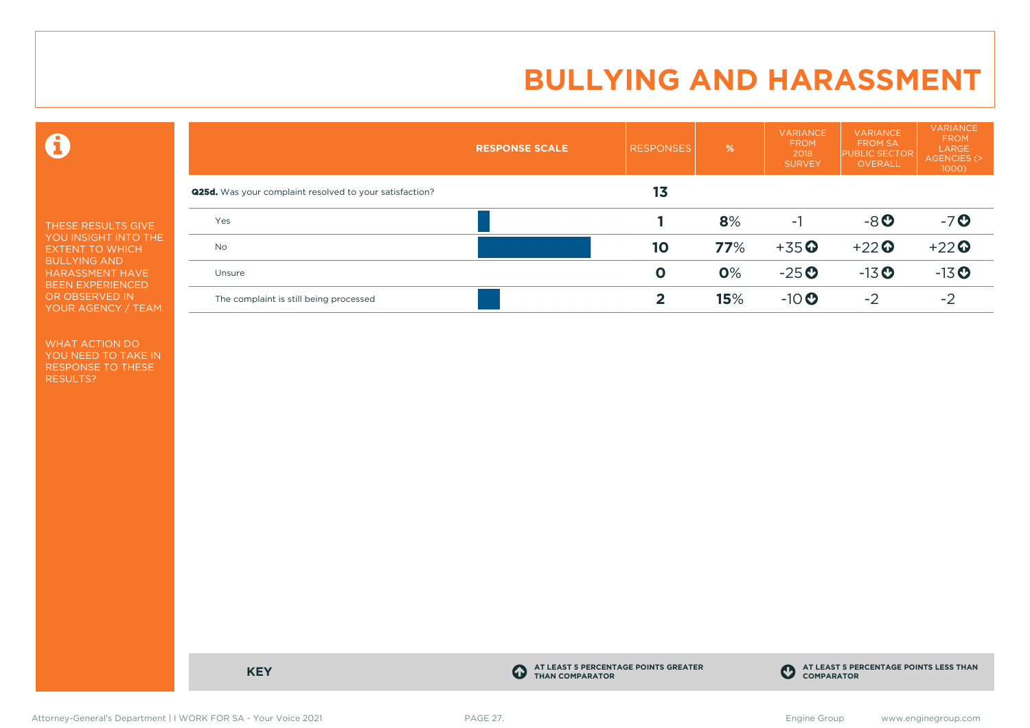# BULLYING AND HARASSMENT

THESE RESULTS GIVE YOU INSIGHT INTO THE EXTENT TO WHICH BULLYING AND HARASSMENT HAVE BEEN EXPERIENCED OR OBSERVED IN YOUR AGENCY / TEAM.

WHAT ACTION DO YOU NEED TO TAKE IN RESPONSE TO THESE RESULTS?

| RESPONSE SCALE | RESPONSES | % | VARIANCE FROM 2018 SURVEY | VARIANCE FROM SA PUBLIC SECTOR OVERALL | VARIANCE FROM LARGE AGENCIES (> 1000) |
|---|---|---|---|---|---|
| **Q25d.** Was your complaint resolved to your satisfaction? | **13** | | | | |
| Yes | **1** | **8**% | -1 | -8 ⬇ | -7 ⬇ |
| No | **10** | **77**% | +35 ⬆ | +22 ⬆ | +22 ⬆ |
| Unsure | **0** | **0**% | -25 ⬇ | -13 ⬇ | -13 ⬇ |
| The complaint is still being processed | **2** | **15**% | -10 ⬇ | -2 | -2 |

**KEY**

⬆ AT LEAST 5 PERCENTAGE POINTS GREATER THAN COMPARATOR

⬇ AT LEAST 5 PERCENTAGE POINTS LESS THAN COMPARATOR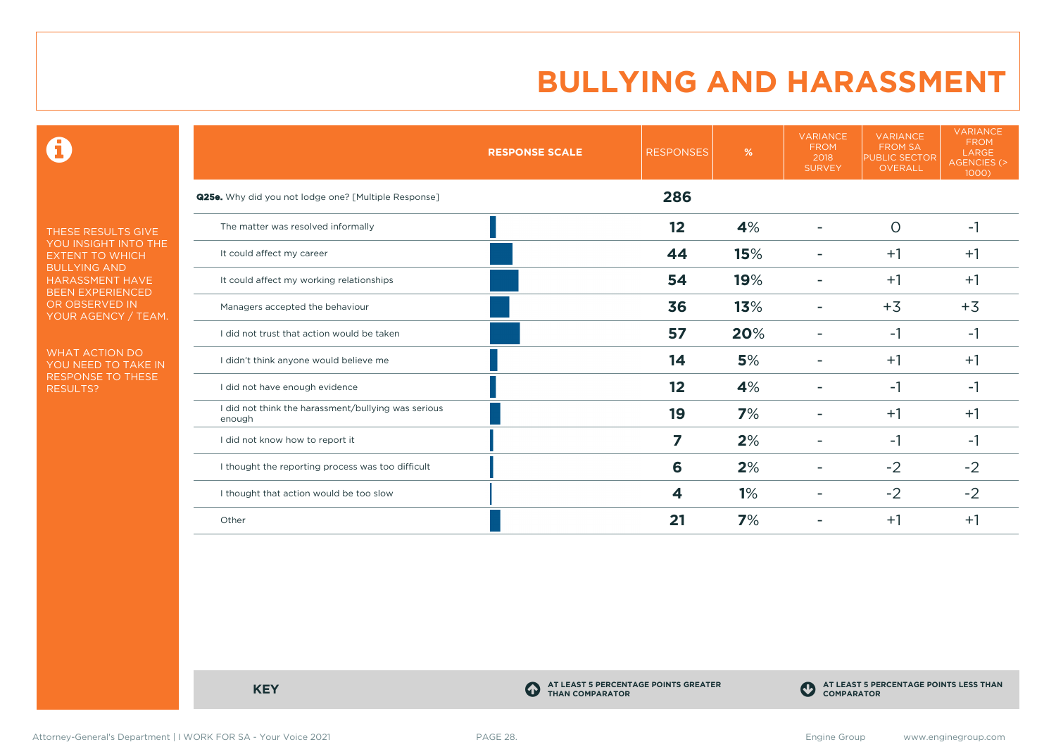# BULLYING AND HARASSMENT

THESE RESULTS GIVE YOU INSIGHT INTO THE EXTENT TO WHICH BULLYING AND HARASSMENT HAVE BEEN EXPERIENCED OR OBSERVED IN YOUR AGENCY / TEAM.

WHAT ACTION DO YOU NEED TO TAKE IN RESPONSE TO THESE RESULTS?

| RESPONSE SCALE | RESPONSES | % | VARIANCE FROM 2018 SURVEY | VARIANCE FROM SA PUBLIC SECTOR OVERALL | VARIANCE FROM LARGE AGENCIES (> 1000) |
|---|---|---|---|---|---|
| **Q25e.** Why did you not lodge one? [Multiple Response] | **286** | | | | |
| The matter was resolved informally | **12** | **4%** | - | 0 | -1 |
| It could affect my career | **44** | **15%** | - | +1 | +1 |
| It could affect my working relationships | **54** | **19%** | - | +1 | +1 |
| Managers accepted the behaviour | **36** | **13%** | - | +3 | +3 |
| I did not trust that action would be taken | **57** | **20%** | - | -1 | -1 |
| I didn't think anyone would believe me | **14** | **5%** | - | +1 | +1 |
| I did not have enough evidence | **12** | **4%** | - | -1 | -1 |
| I did not think the harassment/bullying was serious enough | **19** | **7%** | - | +1 | +1 |
| I did not know how to report it | **7** | **2%** | - | -1 | -1 |
| I thought the reporting process was too difficult | **6** | **2%** | - | -2 | -2 |
| I thought that action would be too slow | **4** | **1%** | - | -2 | -2 |
| Other | **21** | **7%** | - | +1 | +1 |

**KEY**

AT LEAST 5 PERCENTAGE POINTS GREATER THAN COMPARATOR

AT LEAST 5 PERCENTAGE POINTS LESS THAN COMPARATOR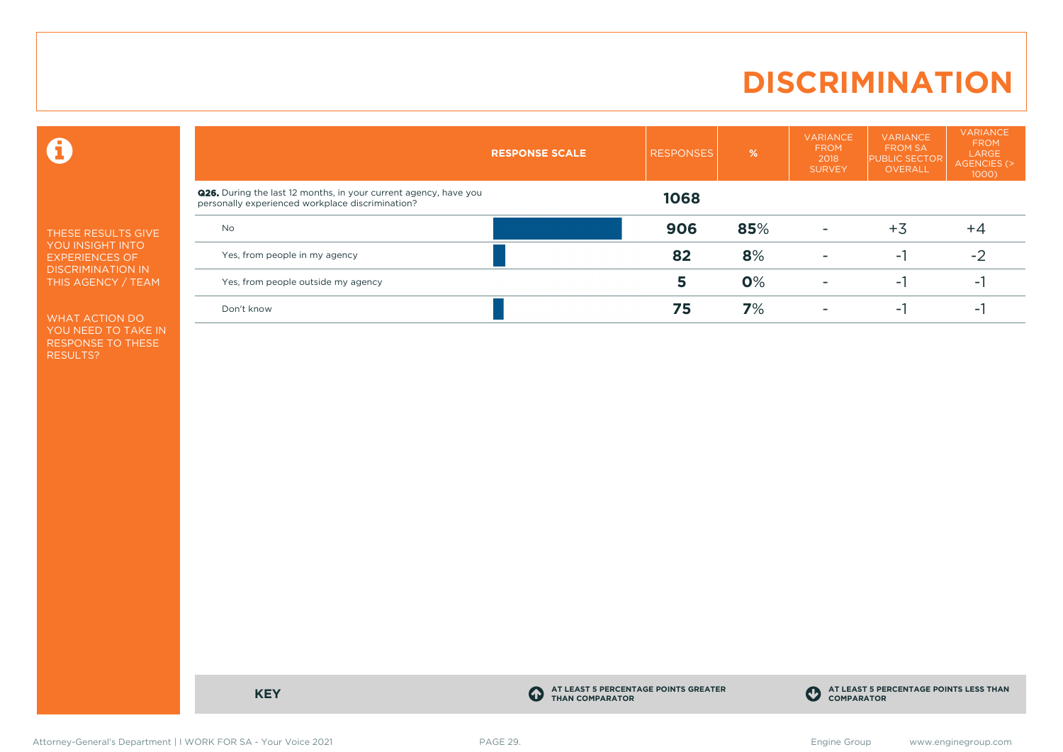# DISCRIMINATION

THESE RESULTS GIVE YOU INSIGHT INTO EXPERIENCES OF DISCRIMINATION IN THIS AGENCY / TEAM

WHAT ACTION DO YOU NEED TO TAKE IN RESPONSE TO THESE RESULTS?

| | RESPONSE SCALE | RESPONSES | % | VARIANCE FROM 2018 SURVEY | VARIANCE FROM SA PUBLIC SECTOR OVERALL | VARIANCE FROM LARGE AGENCIES (> 1000) |
|---|---|---|---|---|---|---|
| **Q26.** During the last 12 months, in your current agency, have you personally experienced workplace discrimination? | | **1068** | | | | |
| No | | **906** | **85**% | - | +3 | +4 |
| Yes, from people in my agency | | **82** | **8**% | - | -1 | -2 |
| Yes, from people outside my agency | | **5** | **0**% | - | -1 | -1 |
| Don't know | | **75** | **7**% | - | -1 | -1 |

**KEY**

AT LEAST 5 PERCENTAGE POINTS GREATER THAN COMPARATOR

AT LEAST 5 PERCENTAGE POINTS LESS THAN COMPARATOR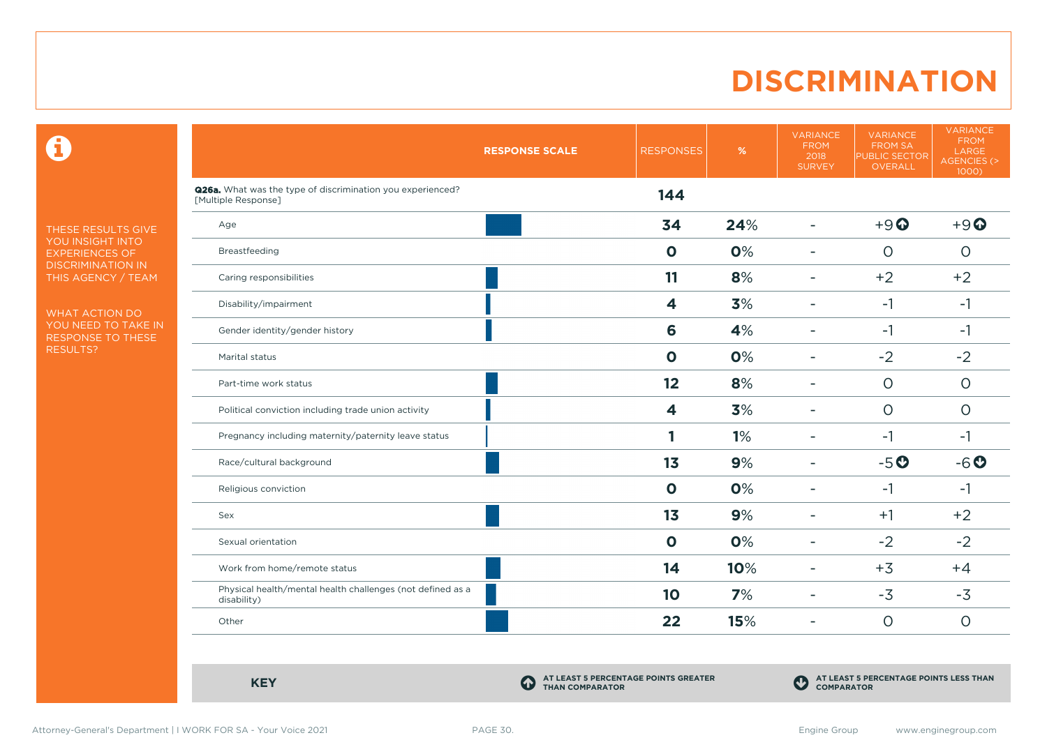# DISCRIMINATION

THESE RESULTS GIVE YOU INSIGHT INTO EXPERIENCES OF DISCRIMINATION IN THIS AGENCY / TEAM

WHAT ACTION DO YOU NEED TO TAKE IN RESPONSE TO THESE RESULTS?

| RESPONSE SCALE | RESPONSES | % | VARIANCE FROM 2018 SURVEY | VARIANCE FROM SA PUBLIC SECTOR OVERALL | VARIANCE FROM LARGE AGENCIES (> 1000) |
|---|---|---|---|---|---|
| **Q26a.** What was the type of discrimination you experienced? [Multiple Response] | **144** | | | | |
| Age | **34** | **24%** | - | +9 ⬆ | +9 ⬆ |
| Breastfeeding | **0** | **0%** | - | 0 | 0 |
| Caring responsibilities | **11** | **8%** | - | +2 | +2 |
| Disability/impairment | **4** | **3%** | - | -1 | -1 |
| Gender identity/gender history | **6** | **4%** | - | -1 | -1 |
| Marital status | **0** | **0%** | - | -2 | -2 |
| Part-time work status | **12** | **8%** | - | 0 | 0 |
| Political conviction including trade union activity | **4** | **3%** | - | 0 | 0 |
| Pregnancy including maternity/paternity leave status | **1** | **1%** | - | -1 | -1 |
| Race/cultural background | **13** | **9%** | - | -5 ⬇ | -6 ⬇ |
| Religious conviction | **0** | **0%** | - | -1 | -1 |
| Sex | **13** | **9%** | - | +1 | +2 |
| Sexual orientation | **0** | **0%** | - | -2 | -2 |
| Work from home/remote status | **14** | **10%** | - | +3 | +4 |
| Physical health/mental health challenges (not defined as a disability) | **10** | **7%** | - | -3 | -3 |
| Other | **22** | **15%** | - | 0 | 0 |

**KEY**

⬆ AT LEAST 5 PERCENTAGE POINTS GREATER THAN COMPARATOR

⬇ AT LEAST 5 PERCENTAGE POINTS LESS THAN COMPARATOR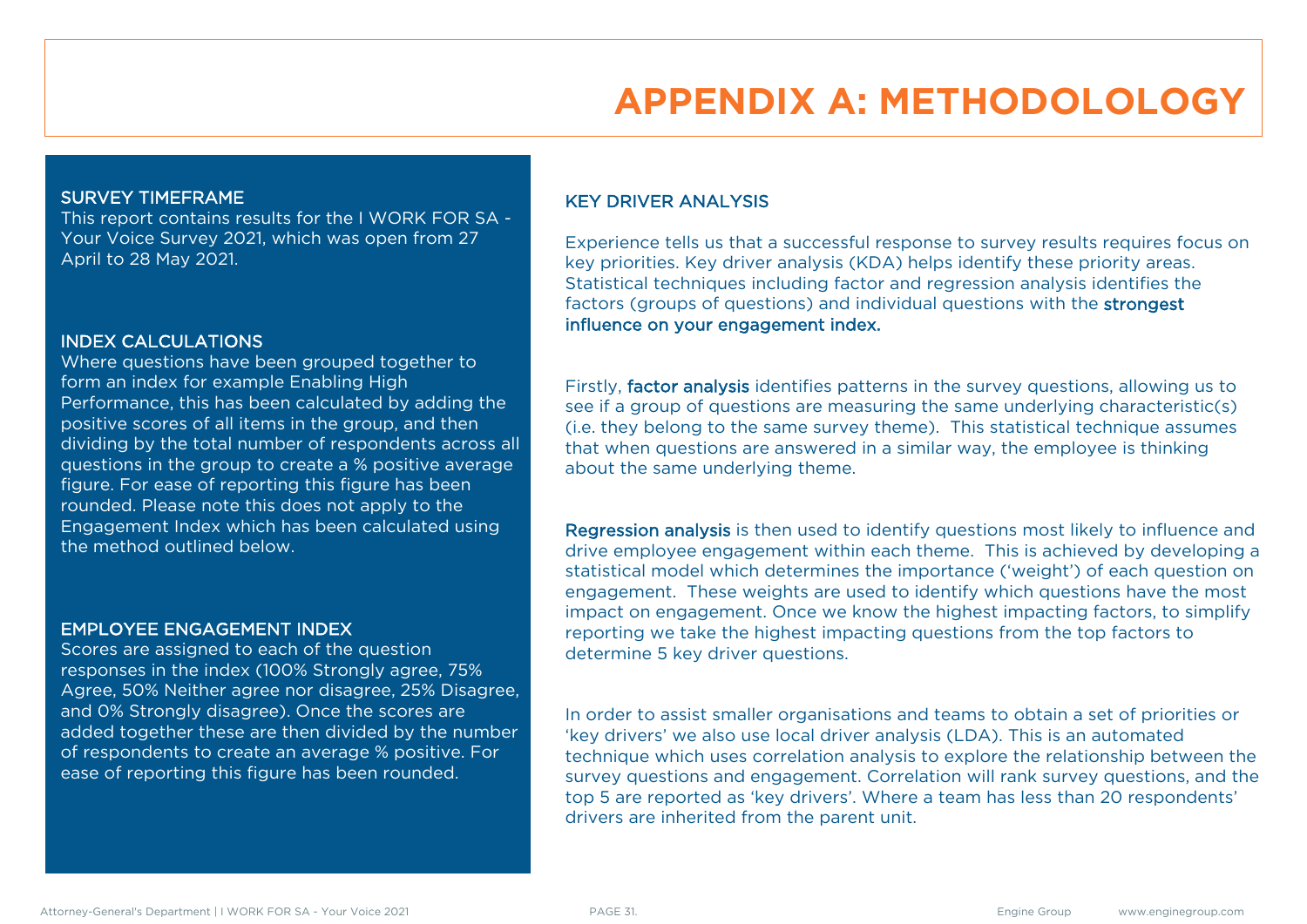# APPENDIX A: METHODOLOLOGY

## SURVEY TIMEFRAME

This report contains results for the I WORK FOR SA - Your Voice Survey 2021, which was open from 27 April to 28 May 2021.

## INDEX CALCULATIONS

Where questions have been grouped together to form an index for example Enabling High Performance, this has been calculated by adding the positive scores of all items in the group, and then dividing by the total number of respondents across all questions in the group to create a % positive average figure. For ease of reporting this figure has been rounded. Please note this does not apply to the Engagement Index which has been calculated using the method outlined below.

## EMPLOYEE ENGAGEMENT INDEX

Scores are assigned to each of the question responses in the index (100% Strongly agree, 75% Agree, 50% Neither agree nor disagree, 25% Disagree, and 0% Strongly disagree). Once the scores are added together these are then divided by the number of respondents to create an average % positive. For ease of reporting this figure has been rounded.

## KEY DRIVER ANALYSIS

Experience tells us that a successful response to survey results requires focus on key priorities. Key driver analysis (KDA) helps identify these priority areas. Statistical techniques including factor and regression analysis identifies the factors (groups of questions) and individual questions with the **strongest influence on your engagement index.**

Firstly, **factor analysis** identifies patterns in the survey questions, allowing us to see if a group of questions are measuring the same underlying characteristic(s) (i.e. they belong to the same survey theme). This statistical technique assumes that when questions are answered in a similar way, the employee is thinking about the same underlying theme.

**Regression analysis** is then used to identify questions most likely to influence and drive employee engagement within each theme. This is achieved by developing a statistical model which determines the importance ('weight') of each question on engagement. These weights are used to identify which questions have the most impact on engagement. Once we know the highest impacting factors, to simplify reporting we take the highest impacting questions from the top factors to determine 5 key driver questions.

In order to assist smaller organisations and teams to obtain a set of priorities or 'key drivers' we also use local driver analysis (LDA). This is an automated technique which uses correlation analysis to explore the relationship between the survey questions and engagement. Correlation will rank survey questions, and the top 5 are reported as 'key drivers'. Where a team has less than 20 respondents' drivers are inherited from the parent unit.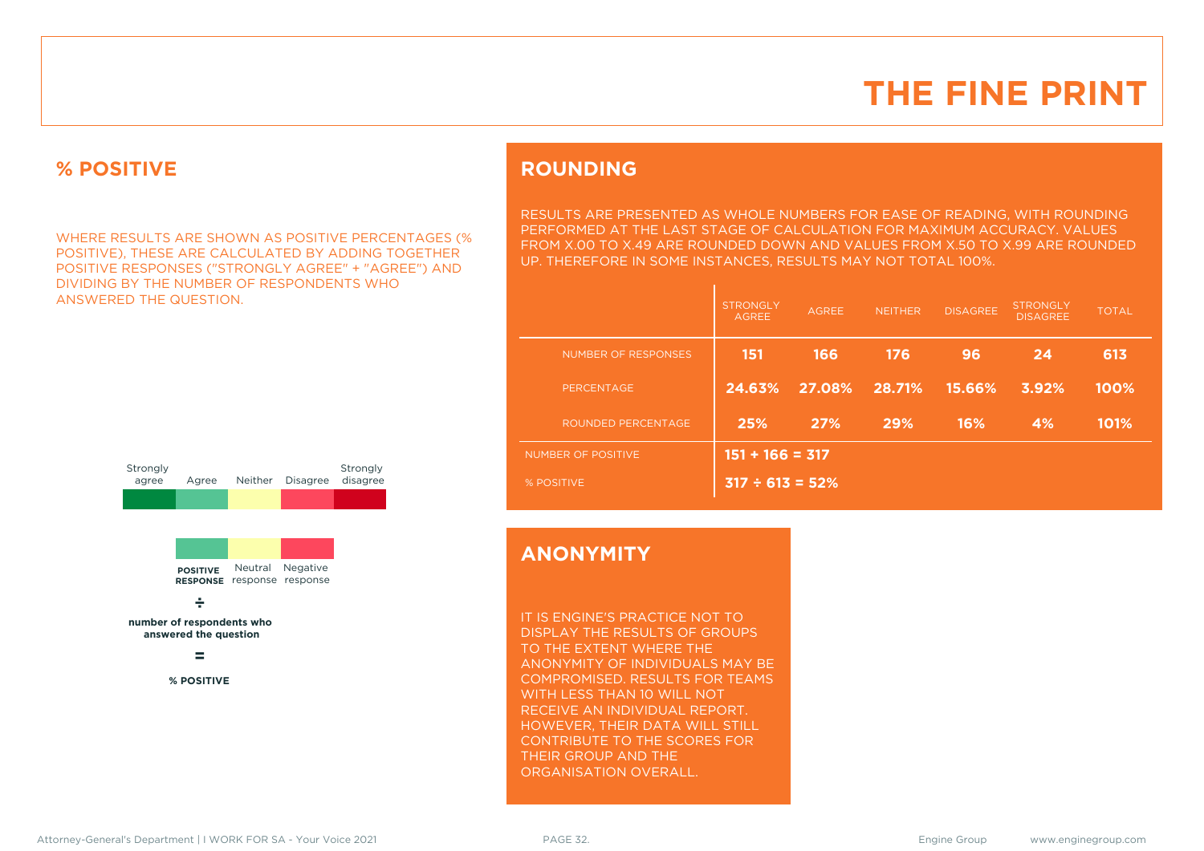# THE FINE PRINT

## % POSITIVE

WHERE RESULTS ARE SHOWN AS POSITIVE PERCENTAGES (% POSITIVE), THESE ARE CALCULATED BY ADDING TOGETHER POSITIVE RESPONSES ("STRONGLY AGREE" + "AGREE") AND DIVIDING BY THE NUMBER OF RESPONDENTS WHO ANSWERED THE QUESTION.

Strongly agree
Agree
Neither
Disagree
Strongly disagree

**POSITIVE RESPONSE**
Neutral response
Negative response

÷

**number of respondents who answered the question**

=

**% POSITIVE**

## ROUNDING

RESULTS ARE PRESENTED AS WHOLE NUMBERS FOR EASE OF READING, WITH ROUNDING PERFORMED AT THE LAST STAGE OF CALCULATION FOR MAXIMUM ACCURACY. VALUES FROM X.00 TO X.49 ARE ROUNDED DOWN AND VALUES FROM X.50 TO X.99 ARE ROUNDED UP. THEREFORE IN SOME INSTANCES, RESULTS MAY NOT TOTAL 100%.

| | STRONGLY AGREE | AGREE | NEITHER | DISAGREE | STRONGLY DISAGREE | TOTAL |
|---|---|---|---|---|---|---|
| NUMBER OF RESPONSES | **151** | **166** | **176** | **96** | **24** | **613** |
| PERCENTAGE | **24.63%** | **27.08%** | **28.71%** | **15.66%** | **3.92%** | **100%** |
| ROUNDED PERCENTAGE | **25%** | **27%** | **29%** | **16%** | **4%** | **101%** |
| NUMBER OF POSITIVE | **151 + 166 = 317** | | | | | |
| % POSITIVE | **317 ÷ 613 = 52%** | | | | | |

## ANONYMITY

IT IS ENGINE'S PRACTICE NOT TO DISPLAY THE RESULTS OF GROUPS TO THE EXTENT WHERE THE ANONYMITY OF INDIVIDUALS MAY BE COMPROMISED. RESULTS FOR TEAMS WITH LESS THAN 10 WILL NOT RECEIVE AN INDIVIDUAL REPORT. HOWEVER, THEIR DATA WILL STILL CONTRIBUTE TO THE SCORES FOR THEIR GROUP AND THE ORGANISATION OVERALL.